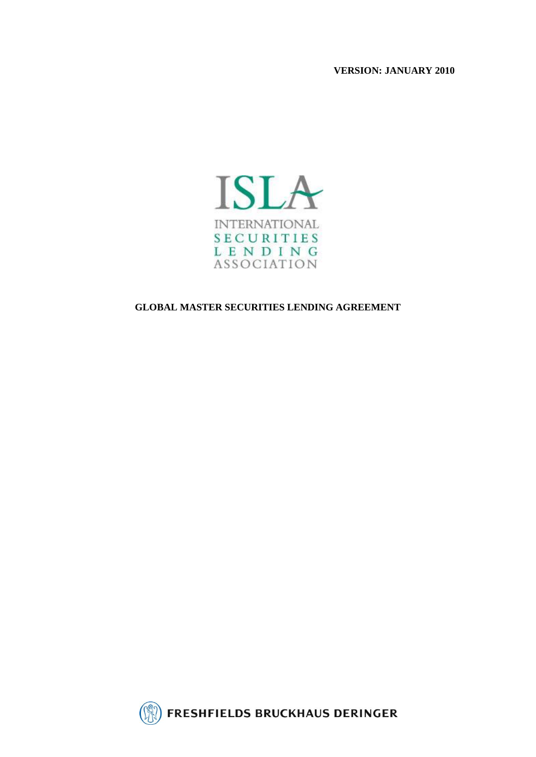**VERSION: JANUARY 2010**

ISLA

INTERNATIONAL SECURITIES LENDING ASSOCIATION

# GLOBAL MASTER SECURITIES LENDING AGREEMENT

FRESHFIELDS BRUCKHAUS DERINGER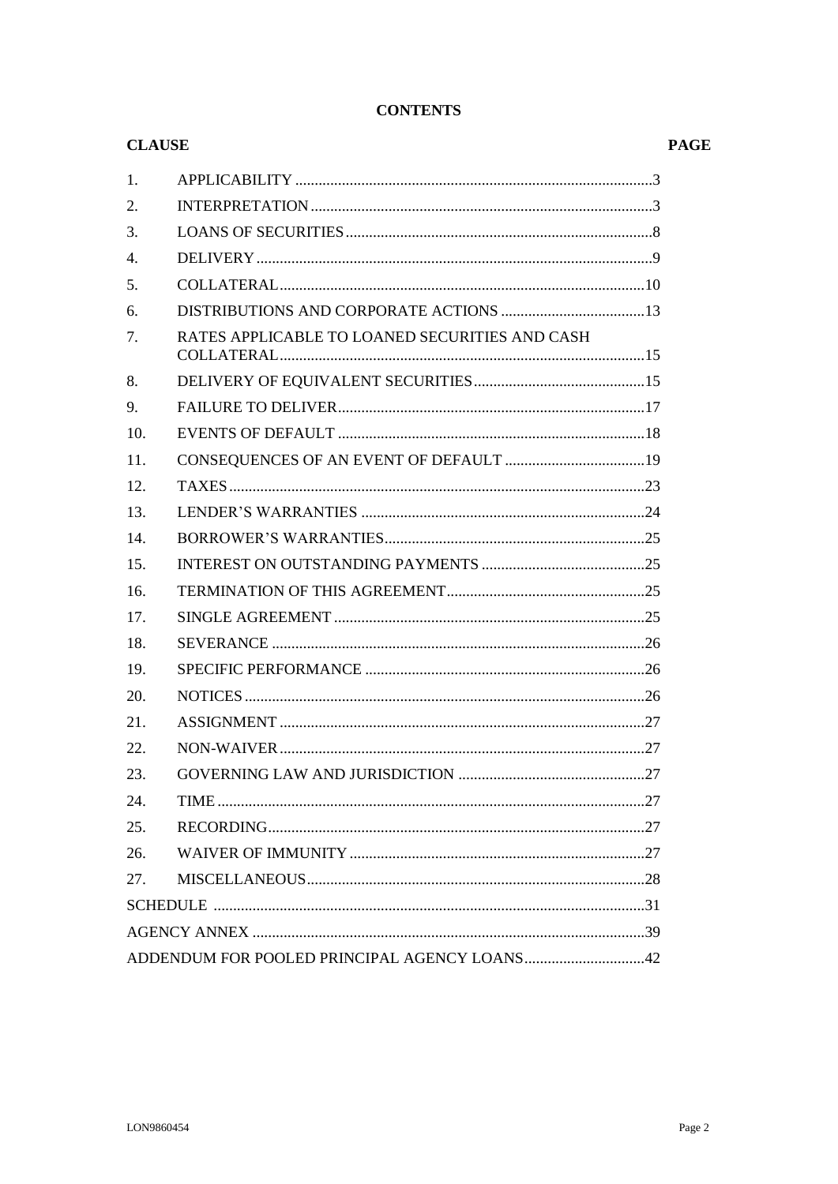# CONTENTS

| CLAUSE | | PAGE |
|---|---|---|
| 1. | APPLICABILITY | 3 |
| 2. | INTERPRETATION | 3 |
| 3. | LOANS OF SECURITIES | 8 |
| 4. | DELIVERY | 9 |
| 5. | COLLATERAL | 10 |
| 6. | DISTRIBUTIONS AND CORPORATE ACTIONS | 13 |
| 7. | RATES APPLICABLE TO LOANED SECURITIES AND CASH COLLATERAL | 15 |
| 8. | DELIVERY OF EQUIVALENT SECURITIES | 15 |
| 9. | FAILURE TO DELIVER | 17 |
| 10. | EVENTS OF DEFAULT | 18 |
| 11. | CONSEQUENCES OF AN EVENT OF DEFAULT | 19 |
| 12. | TAXES | 23 |
| 13. | LENDER'S WARRANTIES | 24 |
| 14. | BORROWER'S WARRANTIES | 25 |
| 15. | INTEREST ON OUTSTANDING PAYMENTS | 25 |
| 16. | TERMINATION OF THIS AGREEMENT | 25 |
| 17. | SINGLE AGREEMENT | 25 |
| 18. | SEVERANCE | 26 |
| 19. | SPECIFIC PERFORMANCE | 26 |
| 20. | NOTICES | 26 |
| 21. | ASSIGNMENT | 27 |
| 22. | NON-WAIVER | 27 |
| 23. | GOVERNING LAW AND JURISDICTION | 27 |
| 24. | TIME | 27 |
| 25. | RECORDING | 27 |
| 26. | WAIVER OF IMMUNITY | 27 |
| 27. | MISCELLANEOUS | 28 |
| SCHEDULE | | 31 |
| AGENCY ANNEX | | 39 |
| ADDENDUM FOR POOLED PRINCIPAL AGENCY LOANS | | 42 |

LON9860454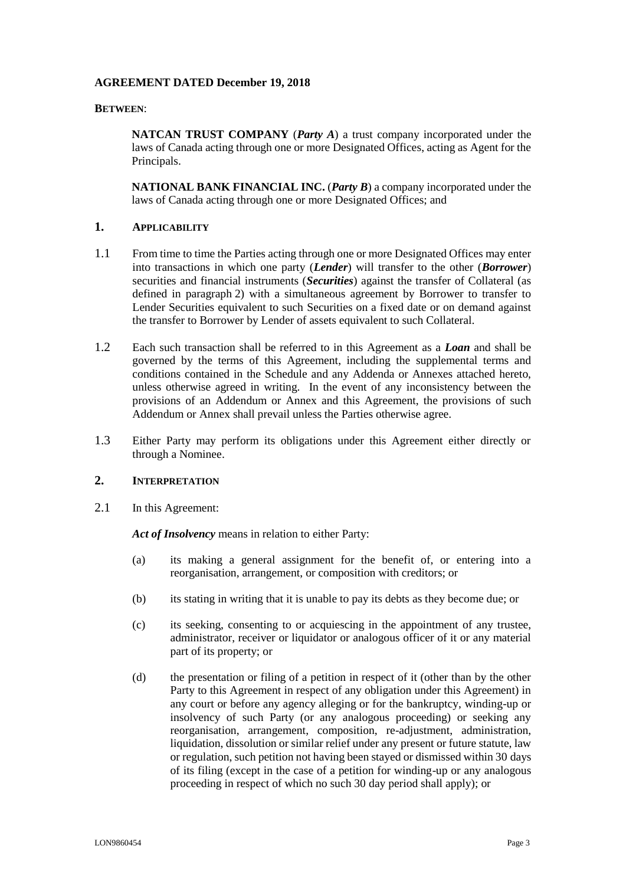**AGREEMENT DATED December 19, 2018**

**BETWEEN**:

**NATCAN TRUST COMPANY** (***Party A***) a trust company incorporated under the laws of Canada acting through one or more Designated Offices, acting as Agent for the Principals.

**NATIONAL BANK FINANCIAL INC.** (***Party B***) a company incorporated under the laws of Canada acting through one or more Designated Offices; and

## 1. APPLICABILITY

1.1 From time to time the Parties acting through one or more Designated Offices may enter into transactions in which one party (***Lender***) will transfer to the other (***Borrower***) securities and financial instruments (***Securities***) against the transfer of Collateral (as defined in paragraph 2) with a simultaneous agreement by Borrower to transfer to Lender Securities equivalent to such Securities on a fixed date or on demand against the transfer to Borrower by Lender of assets equivalent to such Collateral.

1.2 Each such transaction shall be referred to in this Agreement as a ***Loan*** and shall be governed by the terms of this Agreement, including the supplemental terms and conditions contained in the Schedule and any Addenda or Annexes attached hereto, unless otherwise agreed in writing. In the event of any inconsistency between the provisions of an Addendum or Annex and this Agreement, the provisions of such Addendum or Annex shall prevail unless the Parties otherwise agree.

1.3 Either Party may perform its obligations under this Agreement either directly or through a Nominee.

## 2. INTERPRETATION

2.1 In this Agreement:

***Act of Insolvency*** means in relation to either Party:

(a) its making a general assignment for the benefit of, or entering into a reorganisation, arrangement, or composition with creditors; or

(b) its stating in writing that it is unable to pay its debts as they become due; or

(c) its seeking, consenting to or acquiescing in the appointment of any trustee, administrator, receiver or liquidator or analogous officer of it or any material part of its property; or

(d) the presentation or filing of a petition in respect of it (other than by the other Party to this Agreement in respect of any obligation under this Agreement) in any court or before any agency alleging or for the bankruptcy, winding-up or insolvency of such Party (or any analogous proceeding) or seeking any reorganisation, arrangement, composition, re-adjustment, administration, liquidation, dissolution or similar relief under any present or future statute, law or regulation, such petition not having been stayed or dismissed within 30 days of its filing (except in the case of a petition for winding-up or any analogous proceeding in respect of which no such 30 day period shall apply); or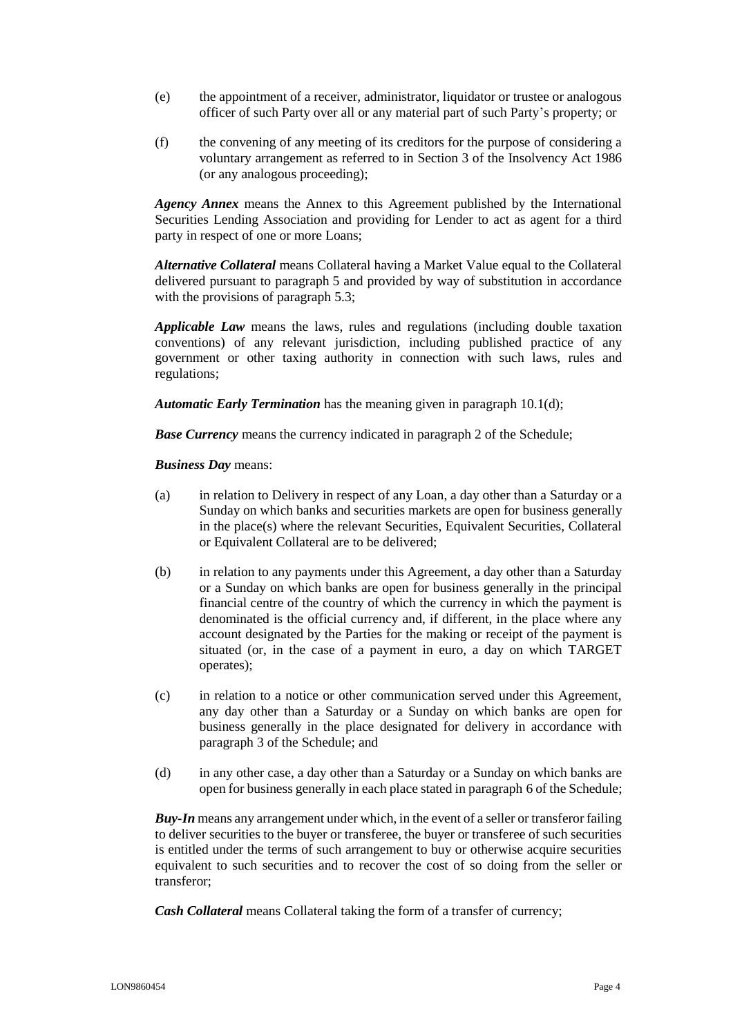(e) the appointment of a receiver, administrator, liquidator or trustee or analogous officer of such Party over all or any material part of such Party's property; or

(f) the convening of any meeting of its creditors for the purpose of considering a voluntary arrangement as referred to in Section 3 of the Insolvency Act 1986 (or any analogous proceeding);

***Agency Annex*** means the Annex to this Agreement published by the International Securities Lending Association and providing for Lender to act as agent for a third party in respect of one or more Loans;

***Alternative Collateral*** means Collateral having a Market Value equal to the Collateral delivered pursuant to paragraph 5 and provided by way of substitution in accordance with the provisions of paragraph 5.3;

***Applicable Law*** means the laws, rules and regulations (including double taxation conventions) of any relevant jurisdiction, including published practice of any government or other taxing authority in connection with such laws, rules and regulations;

***Automatic Early Termination*** has the meaning given in paragraph 10.1(d);

***Base Currency*** means the currency indicated in paragraph 2 of the Schedule;

***Business Day*** means:

(a) in relation to Delivery in respect of any Loan, a day other than a Saturday or a Sunday on which banks and securities markets are open for business generally in the place(s) where the relevant Securities, Equivalent Securities, Collateral or Equivalent Collateral are to be delivered;

(b) in relation to any payments under this Agreement, a day other than a Saturday or a Sunday on which banks are open for business generally in the principal financial centre of the country of which the currency in which the payment is denominated is the official currency and, if different, in the place where any account designated by the Parties for the making or receipt of the payment is situated (or, in the case of a payment in euro, a day on which TARGET operates);

(c) in relation to a notice or other communication served under this Agreement, any day other than a Saturday or a Sunday on which banks are open for business generally in the place designated for delivery in accordance with paragraph 3 of the Schedule; and

(d) in any other case, a day other than a Saturday or a Sunday on which banks are open for business generally in each place stated in paragraph 6 of the Schedule;

***Buy-In*** means any arrangement under which, in the event of a seller or transferor failing to deliver securities to the buyer or transferee, the buyer or transferee of such securities is entitled under the terms of such arrangement to buy or otherwise acquire securities equivalent to such securities and to recover the cost of so doing from the seller or transferor;

***Cash Collateral*** means Collateral taking the form of a transfer of currency;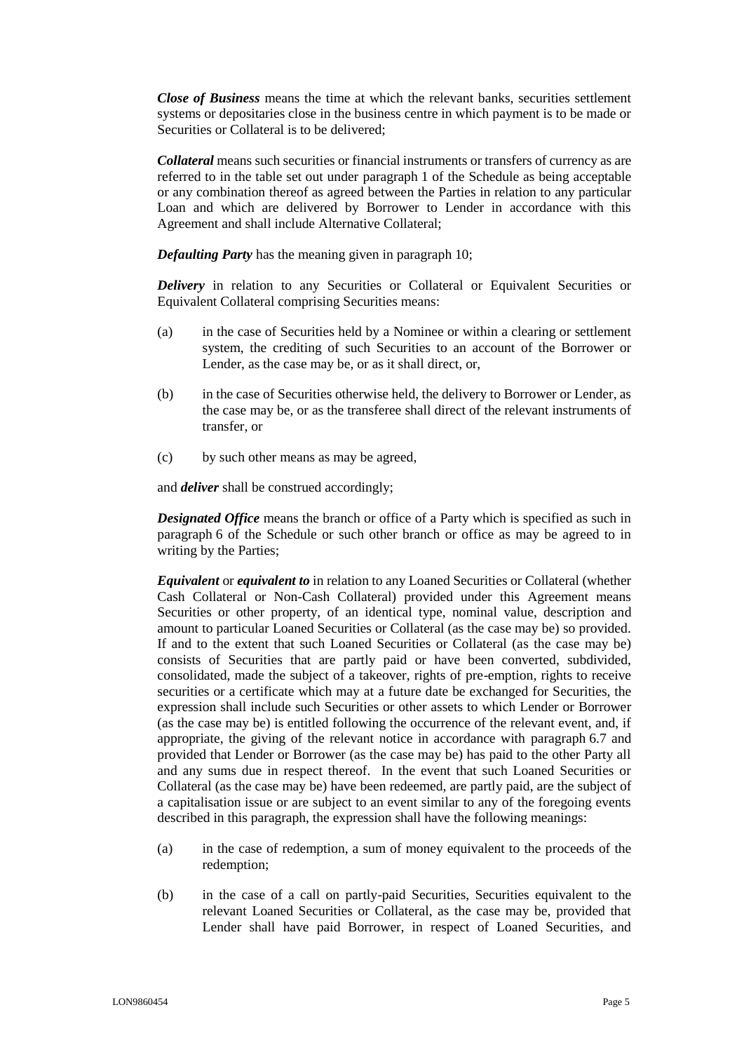***Close of Business*** means the time at which the relevant banks, securities settlement systems or depositaries close in the business centre in which payment is to be made or Securities or Collateral is to be delivered;

***Collateral*** means such securities or financial instruments or transfers of currency as are referred to in the table set out under paragraph 1 of the Schedule as being acceptable or any combination thereof as agreed between the Parties in relation to any particular Loan and which are delivered by Borrower to Lender in accordance with this Agreement and shall include Alternative Collateral;

***Defaulting Party*** has the meaning given in paragraph 10;

***Delivery*** in relation to any Securities or Collateral or Equivalent Securities or Equivalent Collateral comprising Securities means:

(a) in the case of Securities held by a Nominee or within a clearing or settlement system, the crediting of such Securities to an account of the Borrower or Lender, as the case may be, or as it shall direct, or,

(b) in the case of Securities otherwise held, the delivery to Borrower or Lender, as the case may be, or as the transferee shall direct of the relevant instruments of transfer, or

(c) by such other means as may be agreed,

and ***deliver*** shall be construed accordingly;

***Designated Office*** means the branch or office of a Party which is specified as such in paragraph 6 of the Schedule or such other branch or office as may be agreed to in writing by the Parties;

***Equivalent*** or ***equivalent to*** in relation to any Loaned Securities or Collateral (whether Cash Collateral or Non-Cash Collateral) provided under this Agreement means Securities or other property, of an identical type, nominal value, description and amount to particular Loaned Securities or Collateral (as the case may be) so provided. If and to the extent that such Loaned Securities or Collateral (as the case may be) consists of Securities that are partly paid or have been converted, subdivided, consolidated, made the subject of a takeover, rights of pre-emption, rights to receive securities or a certificate which may at a future date be exchanged for Securities, the expression shall include such Securities or other assets to which Lender or Borrower (as the case may be) is entitled following the occurrence of the relevant event, and, if appropriate, the giving of the relevant notice in accordance with paragraph 6.7 and provided that Lender or Borrower (as the case may be) has paid to the other Party all and any sums due in respect thereof. In the event that such Loaned Securities or Collateral (as the case may be) have been redeemed, are partly paid, are the subject of a capitalisation issue or are subject to an event similar to any of the foregoing events described in this paragraph, the expression shall have the following meanings:

(a) in the case of redemption, a sum of money equivalent to the proceeds of the redemption;

(b) in the case of a call on partly-paid Securities, Securities equivalent to the relevant Loaned Securities or Collateral, as the case may be, provided that Lender shall have paid Borrower, in respect of Loaned Securities, and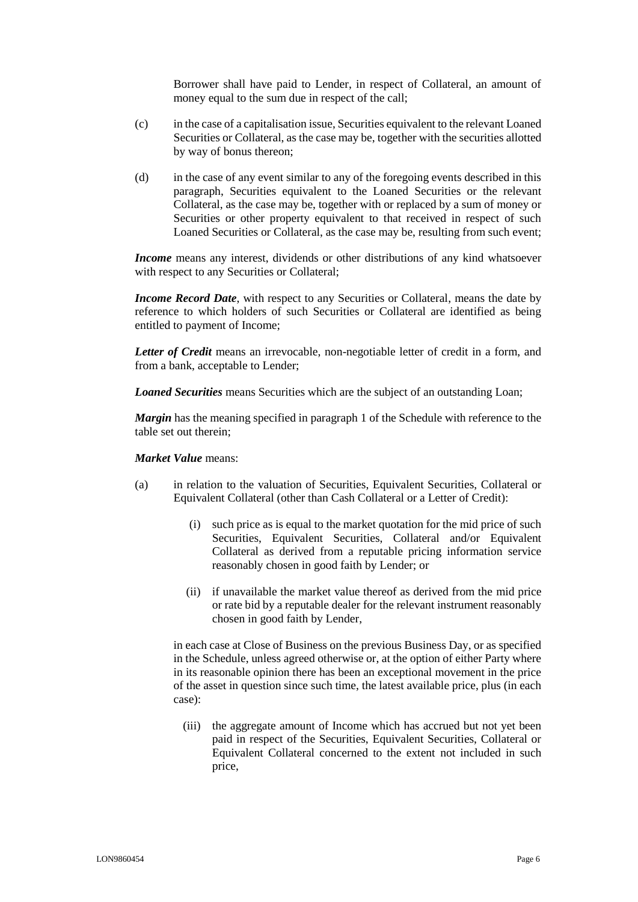Borrower shall have paid to Lender, in respect of Collateral, an amount of money equal to the sum due in respect of the call;

(c) in the case of a capitalisation issue, Securities equivalent to the relevant Loaned Securities or Collateral, as the case may be, together with the securities allotted by way of bonus thereon;

(d) in the case of any event similar to any of the foregoing events described in this paragraph, Securities equivalent to the Loaned Securities or the relevant Collateral, as the case may be, together with or replaced by a sum of money or Securities or other property equivalent to that received in respect of such Loaned Securities or Collateral, as the case may be, resulting from such event;

***Income*** means any interest, dividends or other distributions of any kind whatsoever with respect to any Securities or Collateral;

***Income Record Date***, with respect to any Securities or Collateral, means the date by reference to which holders of such Securities or Collateral are identified as being entitled to payment of Income;

***Letter of Credit*** means an irrevocable, non-negotiable letter of credit in a form, and from a bank, acceptable to Lender;

***Loaned Securities*** means Securities which are the subject of an outstanding Loan;

***Margin*** has the meaning specified in paragraph 1 of the Schedule with reference to the table set out therein;

***Market Value*** means:

(a) in relation to the valuation of Securities, Equivalent Securities, Collateral or Equivalent Collateral (other than Cash Collateral or a Letter of Credit):

   (i) such price as is equal to the market quotation for the mid price of such Securities, Equivalent Securities, Collateral and/or Equivalent Collateral as derived from a reputable pricing information service reasonably chosen in good faith by Lender; or

   (ii) if unavailable the market value thereof as derived from the mid price or rate bid by a reputable dealer for the relevant instrument reasonably chosen in good faith by Lender,

   in each case at Close of Business on the previous Business Day, or as specified in the Schedule, unless agreed otherwise or, at the option of either Party where in its reasonable opinion there has been an exceptional movement in the price of the asset in question since such time, the latest available price, plus (in each case):

   (iii) the aggregate amount of Income which has accrued but not yet been paid in respect of the Securities, Equivalent Securities, Collateral or Equivalent Collateral concerned to the extent not included in such price,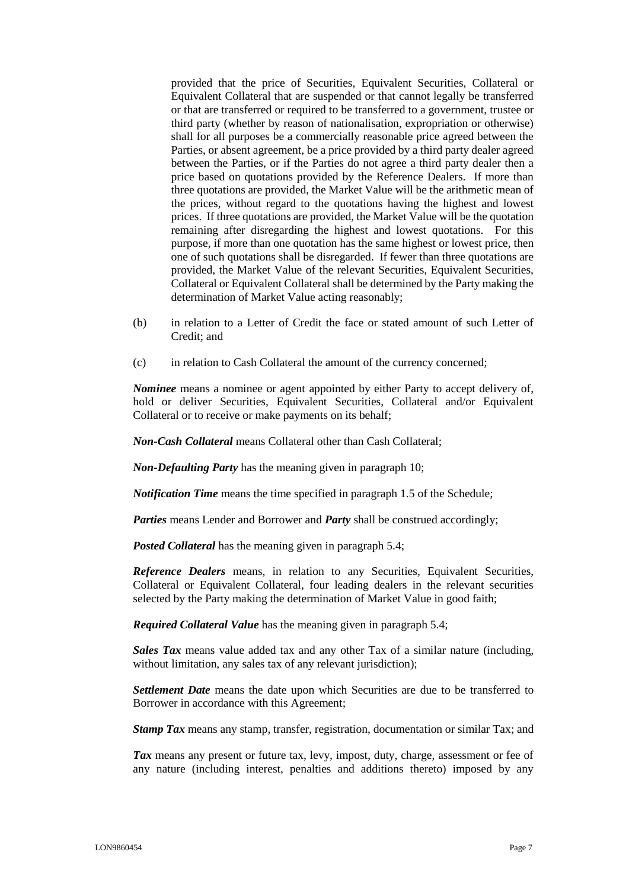provided that the price of Securities, Equivalent Securities, Collateral or Equivalent Collateral that are suspended or that cannot legally be transferred or that are transferred or required to be transferred to a government, trustee or third party (whether by reason of nationalisation, expropriation or otherwise) shall for all purposes be a commercially reasonable price agreed between the Parties, or absent agreement, be a price provided by a third party dealer agreed between the Parties, or if the Parties do not agree a third party dealer then a price based on quotations provided by the Reference Dealers. If more than three quotations are provided, the Market Value will be the arithmetic mean of the prices, without regard to the quotations having the highest and lowest prices. If three quotations are provided, the Market Value will be the quotation remaining after disregarding the highest and lowest quotations. For this purpose, if more than one quotation has the same highest or lowest price, then one of such quotations shall be disregarded. If fewer than three quotations are provided, the Market Value of the relevant Securities, Equivalent Securities, Collateral or Equivalent Collateral shall be determined by the Party making the determination of Market Value acting reasonably;

(b) in relation to a Letter of Credit the face or stated amount of such Letter of Credit; and

(c) in relation to Cash Collateral the amount of the currency concerned;

***Nominee*** means a nominee or agent appointed by either Party to accept delivery of, hold or deliver Securities, Equivalent Securities, Collateral and/or Equivalent Collateral or to receive or make payments on its behalf;

***Non-Cash Collateral*** means Collateral other than Cash Collateral;

***Non-Defaulting Party*** has the meaning given in paragraph 10;

***Notification Time*** means the time specified in paragraph 1.5 of the Schedule;

***Parties*** means Lender and Borrower and ***Party*** shall be construed accordingly;

***Posted Collateral*** has the meaning given in paragraph 5.4;

***Reference Dealers*** means, in relation to any Securities, Equivalent Securities, Collateral or Equivalent Collateral, four leading dealers in the relevant securities selected by the Party making the determination of Market Value in good faith;

***Required Collateral Value*** has the meaning given in paragraph 5.4;

***Sales Tax*** means value added tax and any other Tax of a similar nature (including, without limitation, any sales tax of any relevant jurisdiction);

***Settlement Date*** means the date upon which Securities are due to be transferred to Borrower in accordance with this Agreement;

***Stamp Tax*** means any stamp, transfer, registration, documentation or similar Tax; and

***Tax*** means any present or future tax, levy, impost, duty, charge, assessment or fee of any nature (including interest, penalties and additions thereto) imposed by any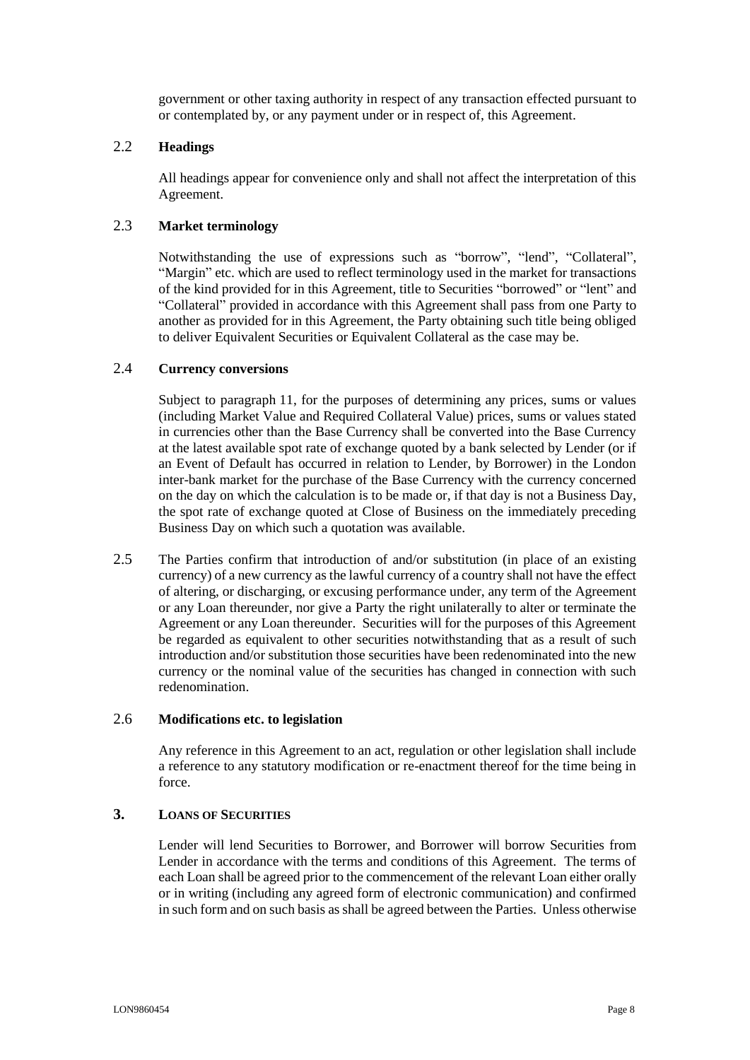government or other taxing authority in respect of any transaction effected pursuant to or contemplated by, or any payment under or in respect of, this Agreement.

### 2.2 **Headings**

All headings appear for convenience only and shall not affect the interpretation of this Agreement.

### 2.3 **Market terminology**

Notwithstanding the use of expressions such as "borrow", "lend", "Collateral", "Margin" etc. which are used to reflect terminology used in the market for transactions of the kind provided for in this Agreement, title to Securities "borrowed" or "lent" and "Collateral" provided in accordance with this Agreement shall pass from one Party to another as provided for in this Agreement, the Party obtaining such title being obliged to deliver Equivalent Securities or Equivalent Collateral as the case may be.

### 2.4 **Currency conversions**

Subject to paragraph 11, for the purposes of determining any prices, sums or values (including Market Value and Required Collateral Value) prices, sums or values stated in currencies other than the Base Currency shall be converted into the Base Currency at the latest available spot rate of exchange quoted by a bank selected by Lender (or if an Event of Default has occurred in relation to Lender, by Borrower) in the London inter-bank market for the purchase of the Base Currency with the currency concerned on the day on which the calculation is to be made or, if that day is not a Business Day, the spot rate of exchange quoted at Close of Business on the immediately preceding Business Day on which such a quotation was available.

2.5 The Parties confirm that introduction of and/or substitution (in place of an existing currency) of a new currency as the lawful currency of a country shall not have the effect of altering, or discharging, or excusing performance under, any term of the Agreement or any Loan thereunder, nor give a Party the right unilaterally to alter or terminate the Agreement or any Loan thereunder. Securities will for the purposes of this Agreement be regarded as equivalent to other securities notwithstanding that as a result of such introduction and/or substitution those securities have been redenominated into the new currency or the nominal value of the securities has changed in connection with such redenomination.

### 2.6 **Modifications etc. to legislation**

Any reference in this Agreement to an act, regulation or other legislation shall include a reference to any statutory modification or re-enactment thereof for the time being in force.

## 3. **LOANS OF SECURITIES**

Lender will lend Securities to Borrower, and Borrower will borrow Securities from Lender in accordance with the terms and conditions of this Agreement. The terms of each Loan shall be agreed prior to the commencement of the relevant Loan either orally or in writing (including any agreed form of electronic communication) and confirmed in such form and on such basis as shall be agreed between the Parties. Unless otherwise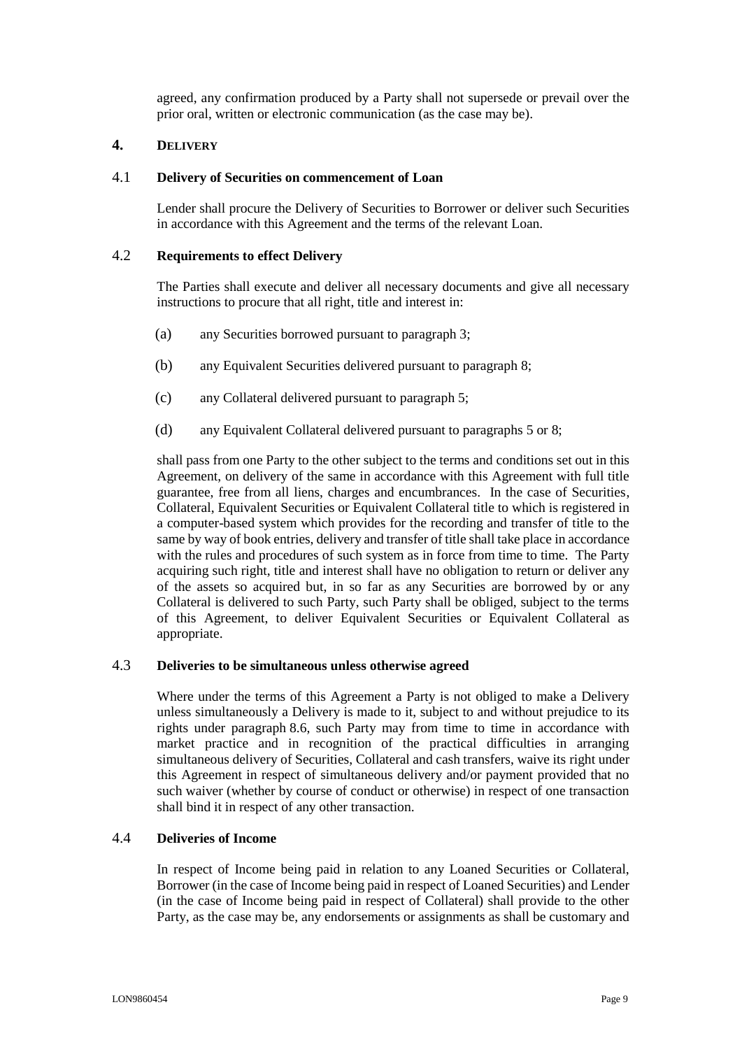agreed, any confirmation produced by a Party shall not supersede or prevail over the prior oral, written or electronic communication (as the case may be).

## 4. DELIVERY

### 4.1 Delivery of Securities on commencement of Loan

Lender shall procure the Delivery of Securities to Borrower or deliver such Securities in accordance with this Agreement and the terms of the relevant Loan.

### 4.2 Requirements to effect Delivery

The Parties shall execute and deliver all necessary documents and give all necessary instructions to procure that all right, title and interest in:

(a) any Securities borrowed pursuant to paragraph 3;

(b) any Equivalent Securities delivered pursuant to paragraph 8;

(c) any Collateral delivered pursuant to paragraph 5;

(d) any Equivalent Collateral delivered pursuant to paragraphs 5 or 8;

shall pass from one Party to the other subject to the terms and conditions set out in this Agreement, on delivery of the same in accordance with this Agreement with full title guarantee, free from all liens, charges and encumbrances. In the case of Securities, Collateral, Equivalent Securities or Equivalent Collateral title to which is registered in a computer-based system which provides for the recording and transfer of title to the same by way of book entries, delivery and transfer of title shall take place in accordance with the rules and procedures of such system as in force from time to time. The Party acquiring such right, title and interest shall have no obligation to return or deliver any of the assets so acquired but, in so far as any Securities are borrowed by or any Collateral is delivered to such Party, such Party shall be obliged, subject to the terms of this Agreement, to deliver Equivalent Securities or Equivalent Collateral as appropriate.

### 4.3 Deliveries to be simultaneous unless otherwise agreed

Where under the terms of this Agreement a Party is not obliged to make a Delivery unless simultaneously a Delivery is made to it, subject to and without prejudice to its rights under paragraph 8.6, such Party may from time to time in accordance with market practice and in recognition of the practical difficulties in arranging simultaneous delivery of Securities, Collateral and cash transfers, waive its right under this Agreement in respect of simultaneous delivery and/or payment provided that no such waiver (whether by course of conduct or otherwise) in respect of one transaction shall bind it in respect of any other transaction.

### 4.4 Deliveries of Income

In respect of Income being paid in relation to any Loaned Securities or Collateral, Borrower (in the case of Income being paid in respect of Loaned Securities) and Lender (in the case of Income being paid in respect of Collateral) shall provide to the other Party, as the case may be, any endorsements or assignments as shall be customary and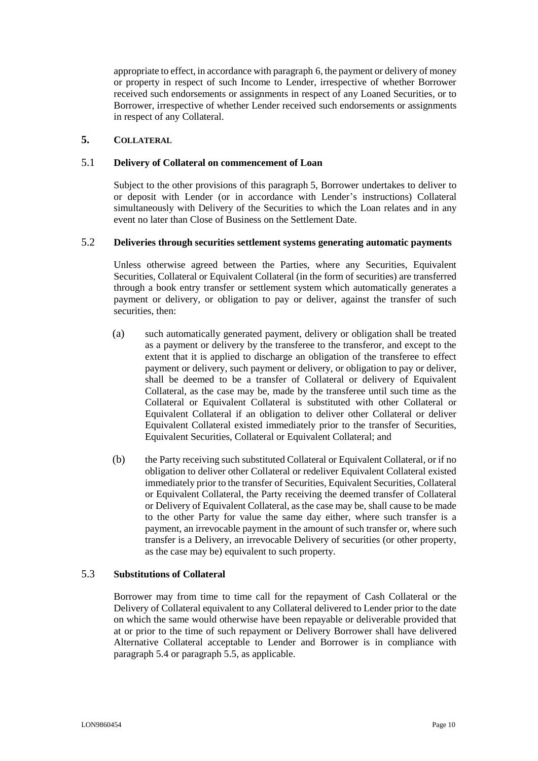appropriate to effect, in accordance with paragraph 6, the payment or delivery of money or property in respect of such Income to Lender, irrespective of whether Borrower received such endorsements or assignments in respect of any Loaned Securities, or to Borrower, irrespective of whether Lender received such endorsements or assignments in respect of any Collateral.

## 5. COLLATERAL

### 5.1 Delivery of Collateral on commencement of Loan

Subject to the other provisions of this paragraph 5, Borrower undertakes to deliver to or deposit with Lender (or in accordance with Lender's instructions) Collateral simultaneously with Delivery of the Securities to which the Loan relates and in any event no later than Close of Business on the Settlement Date.

### 5.2 Deliveries through securities settlement systems generating automatic payments

Unless otherwise agreed between the Parties, where any Securities, Equivalent Securities, Collateral or Equivalent Collateral (in the form of securities) are transferred through a book entry transfer or settlement system which automatically generates a payment or delivery, or obligation to pay or deliver, against the transfer of such securities, then:

(a) such automatically generated payment, delivery or obligation shall be treated as a payment or delivery by the transferee to the transferor, and except to the extent that it is applied to discharge an obligation of the transferee to effect payment or delivery, such payment or delivery, or obligation to pay or deliver, shall be deemed to be a transfer of Collateral or delivery of Equivalent Collateral, as the case may be, made by the transferee until such time as the Collateral or Equivalent Collateral is substituted with other Collateral or Equivalent Collateral if an obligation to deliver other Collateral or deliver Equivalent Collateral existed immediately prior to the transfer of Securities, Equivalent Securities, Collateral or Equivalent Collateral; and

(b) the Party receiving such substituted Collateral or Equivalent Collateral, or if no obligation to deliver other Collateral or redeliver Equivalent Collateral existed immediately prior to the transfer of Securities, Equivalent Securities, Collateral or Equivalent Collateral, the Party receiving the deemed transfer of Collateral or Delivery of Equivalent Collateral, as the case may be, shall cause to be made to the other Party for value the same day either, where such transfer is a payment, an irrevocable payment in the amount of such transfer or, where such transfer is a Delivery, an irrevocable Delivery of securities (or other property, as the case may be) equivalent to such property.

### 5.3 Substitutions of Collateral

Borrower may from time to time call for the repayment of Cash Collateral or the Delivery of Collateral equivalent to any Collateral delivered to Lender prior to the date on which the same would otherwise have been repayable or deliverable provided that at or prior to the time of such repayment or Delivery Borrower shall have delivered Alternative Collateral acceptable to Lender and Borrower is in compliance with paragraph 5.4 or paragraph 5.5, as applicable.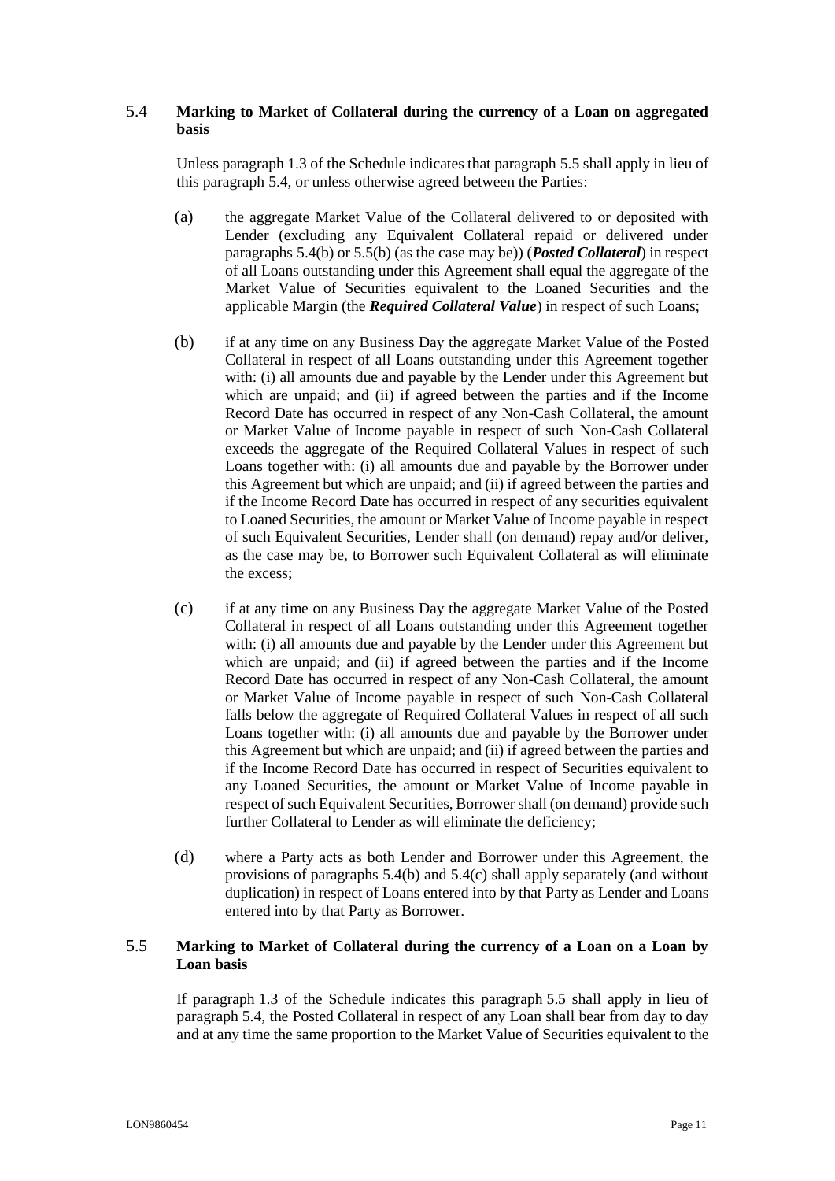### 5.4 **Marking to Market of Collateral during the currency of a Loan on aggregated basis**

Unless paragraph 1.3 of the Schedule indicates that paragraph 5.5 shall apply in lieu of this paragraph 5.4, or unless otherwise agreed between the Parties:

(a) the aggregate Market Value of the Collateral delivered to or deposited with Lender (excluding any Equivalent Collateral repaid or delivered under paragraphs 5.4(b) or 5.5(b) (as the case may be)) (***Posted Collateral***) in respect of all Loans outstanding under this Agreement shall equal the aggregate of the Market Value of Securities equivalent to the Loaned Securities and the applicable Margin (the ***Required Collateral Value***) in respect of such Loans;

(b) if at any time on any Business Day the aggregate Market Value of the Posted Collateral in respect of all Loans outstanding under this Agreement together with: (i) all amounts due and payable by the Lender under this Agreement but which are unpaid; and (ii) if agreed between the parties and if the Income Record Date has occurred in respect of any Non-Cash Collateral, the amount or Market Value of Income payable in respect of such Non-Cash Collateral exceeds the aggregate of the Required Collateral Values in respect of such Loans together with: (i) all amounts due and payable by the Borrower under this Agreement but which are unpaid; and (ii) if agreed between the parties and if the Income Record Date has occurred in respect of any securities equivalent to Loaned Securities, the amount or Market Value of Income payable in respect of such Equivalent Securities, Lender shall (on demand) repay and/or deliver, as the case may be, to Borrower such Equivalent Collateral as will eliminate the excess;

(c) if at any time on any Business Day the aggregate Market Value of the Posted Collateral in respect of all Loans outstanding under this Agreement together with: (i) all amounts due and payable by the Lender under this Agreement but which are unpaid; and (ii) if agreed between the parties and if the Income Record Date has occurred in respect of any Non-Cash Collateral, the amount or Market Value of Income payable in respect of such Non-Cash Collateral falls below the aggregate of Required Collateral Values in respect of all such Loans together with: (i) all amounts due and payable by the Borrower under this Agreement but which are unpaid; and (ii) if agreed between the parties and if the Income Record Date has occurred in respect of Securities equivalent to any Loaned Securities, the amount or Market Value of Income payable in respect of such Equivalent Securities, Borrower shall (on demand) provide such further Collateral to Lender as will eliminate the deficiency;

(d) where a Party acts as both Lender and Borrower under this Agreement, the provisions of paragraphs 5.4(b) and 5.4(c) shall apply separately (and without duplication) in respect of Loans entered into by that Party as Lender and Loans entered into by that Party as Borrower.

### 5.5 **Marking to Market of Collateral during the currency of a Loan on a Loan by Loan basis**

If paragraph 1.3 of the Schedule indicates this paragraph 5.5 shall apply in lieu of paragraph 5.4, the Posted Collateral in respect of any Loan shall bear from day to day and at any time the same proportion to the Market Value of Securities equivalent to the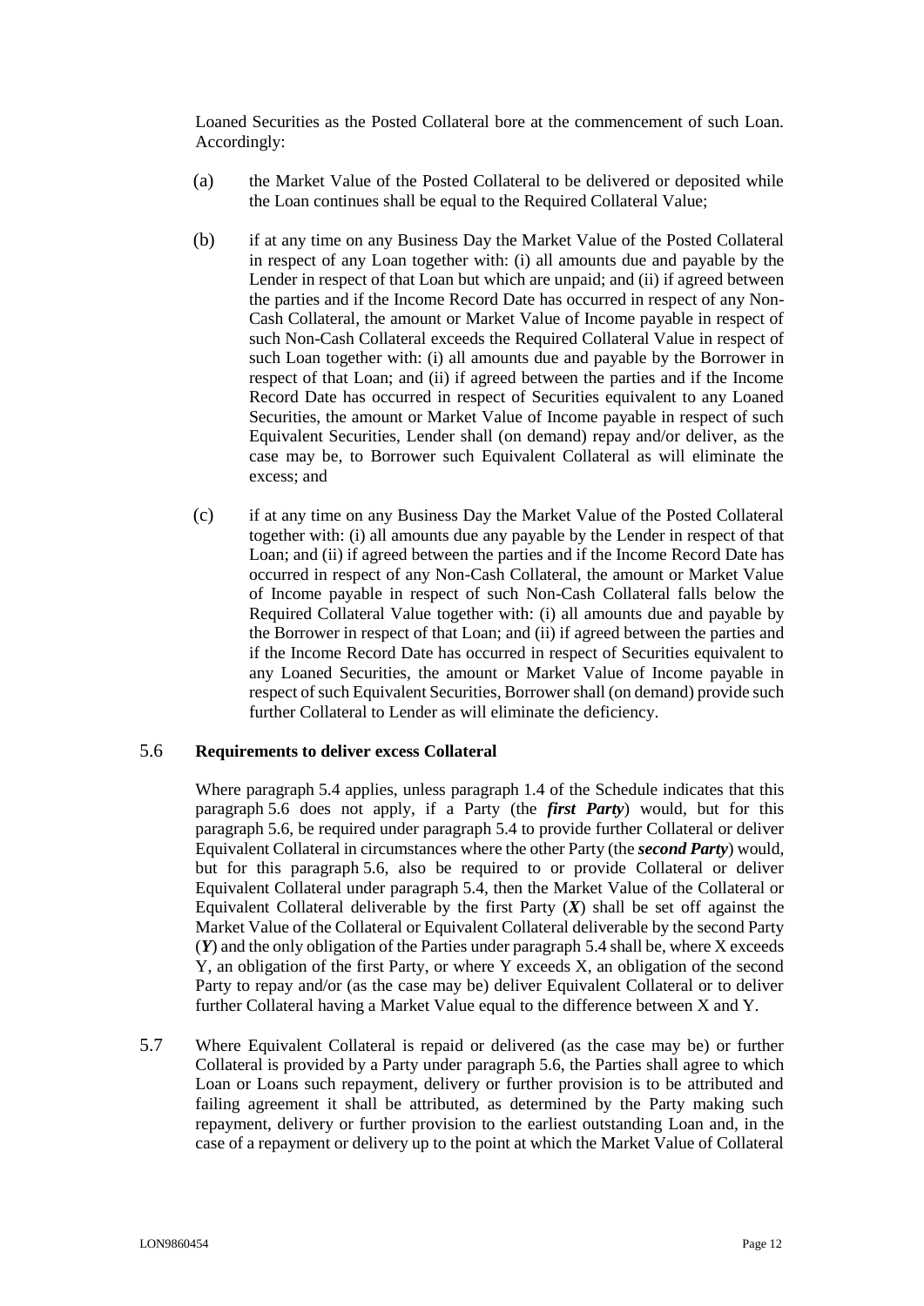Loaned Securities as the Posted Collateral bore at the commencement of such Loan. Accordingly:

(a) the Market Value of the Posted Collateral to be delivered or deposited while the Loan continues shall be equal to the Required Collateral Value;

(b) if at any time on any Business Day the Market Value of the Posted Collateral in respect of any Loan together with: (i) all amounts due and payable by the Lender in respect of that Loan but which are unpaid; and (ii) if agreed between the parties and if the Income Record Date has occurred in respect of any Non-Cash Collateral, the amount or Market Value of Income payable in respect of such Non-Cash Collateral exceeds the Required Collateral Value in respect of such Loan together with: (i) all amounts due and payable by the Borrower in respect of that Loan; and (ii) if agreed between the parties and if the Income Record Date has occurred in respect of Securities equivalent to any Loaned Securities, the amount or Market Value of Income payable in respect of such Equivalent Securities, Lender shall (on demand) repay and/or deliver, as the case may be, to Borrower such Equivalent Collateral as will eliminate the excess; and

(c) if at any time on any Business Day the Market Value of the Posted Collateral together with: (i) all amounts due any payable by the Lender in respect of that Loan; and (ii) if agreed between the parties and if the Income Record Date has occurred in respect of any Non-Cash Collateral, the amount or Market Value of Income payable in respect of such Non-Cash Collateral falls below the Required Collateral Value together with: (i) all amounts due and payable by the Borrower in respect of that Loan; and (ii) if agreed between the parties and if the Income Record Date has occurred in respect of Securities equivalent to any Loaned Securities, the amount or Market Value of Income payable in respect of such Equivalent Securities, Borrower shall (on demand) provide such further Collateral to Lender as will eliminate the deficiency.

### 5.6 Requirements to deliver excess Collateral

Where paragraph 5.4 applies, unless paragraph 1.4 of the Schedule indicates that this paragraph 5.6 does not apply, if a Party (the ***first Party***) would, but for this paragraph 5.6, be required under paragraph 5.4 to provide further Collateral or deliver Equivalent Collateral in circumstances where the other Party (the ***second Party***) would, but for this paragraph 5.6, also be required to or provide Collateral or deliver Equivalent Collateral under paragraph 5.4, then the Market Value of the Collateral or Equivalent Collateral deliverable by the first Party (***X***) shall be set off against the Market Value of the Collateral or Equivalent Collateral deliverable by the second Party (***Y***) and the only obligation of the Parties under paragraph 5.4 shall be, where X exceeds Y, an obligation of the first Party, or where Y exceeds X, an obligation of the second Party to repay and/or (as the case may be) deliver Equivalent Collateral or to deliver further Collateral having a Market Value equal to the difference between X and Y.

5.7 Where Equivalent Collateral is repaid or delivered (as the case may be) or further Collateral is provided by a Party under paragraph 5.6, the Parties shall agree to which Loan or Loans such repayment, delivery or further provision is to be attributed and failing agreement it shall be attributed, as determined by the Party making such repayment, delivery or further provision to the earliest outstanding Loan and, in the case of a repayment or delivery up to the point at which the Market Value of Collateral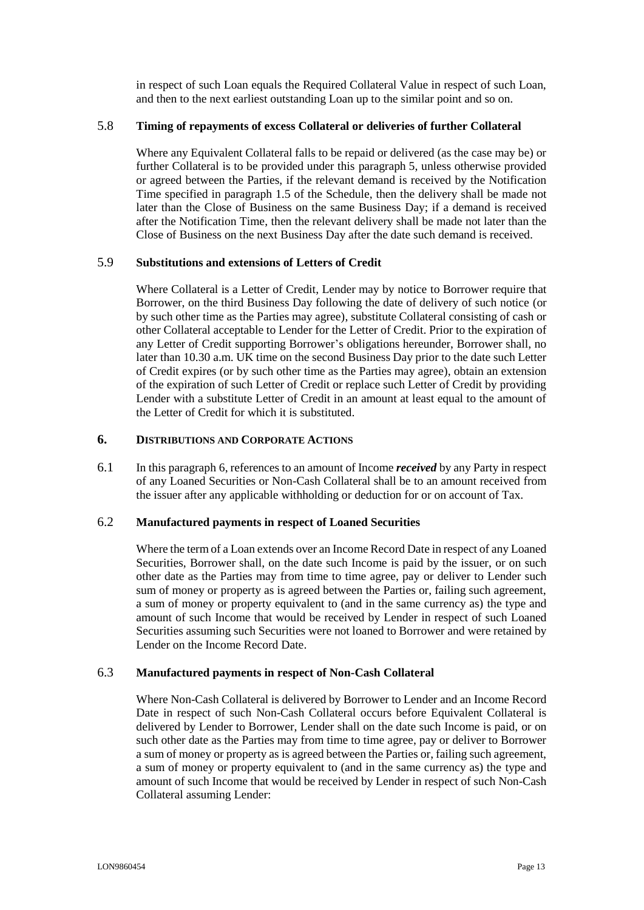in respect of such Loan equals the Required Collateral Value in respect of such Loan, and then to the next earliest outstanding Loan up to the similar point and so on.

### 5.8 Timing of repayments of excess Collateral or deliveries of further Collateral

Where any Equivalent Collateral falls to be repaid or delivered (as the case may be) or further Collateral is to be provided under this paragraph 5, unless otherwise provided or agreed between the Parties, if the relevant demand is received by the Notification Time specified in paragraph 1.5 of the Schedule, then the delivery shall be made not later than the Close of Business on the same Business Day; if a demand is received after the Notification Time, then the relevant delivery shall be made not later than the Close of Business on the next Business Day after the date such demand is received.

### 5.9 Substitutions and extensions of Letters of Credit

Where Collateral is a Letter of Credit, Lender may by notice to Borrower require that Borrower, on the third Business Day following the date of delivery of such notice (or by such other time as the Parties may agree), substitute Collateral consisting of cash or other Collateral acceptable to Lender for the Letter of Credit. Prior to the expiration of any Letter of Credit supporting Borrower's obligations hereunder, Borrower shall, no later than 10.30 a.m. UK time on the second Business Day prior to the date such Letter of Credit expires (or by such other time as the Parties may agree), obtain an extension of the expiration of such Letter of Credit or replace such Letter of Credit by providing Lender with a substitute Letter of Credit in an amount at least equal to the amount of the Letter of Credit for which it is substituted.

## 6. DISTRIBUTIONS AND CORPORATE ACTIONS

6.1 In this paragraph 6, references to an amount of Income ***received*** by any Party in respect of any Loaned Securities or Non-Cash Collateral shall be to an amount received from the issuer after any applicable withholding or deduction for or on account of Tax.

### 6.2 Manufactured payments in respect of Loaned Securities

Where the term of a Loan extends over an Income Record Date in respect of any Loaned Securities, Borrower shall, on the date such Income is paid by the issuer, or on such other date as the Parties may from time to time agree, pay or deliver to Lender such sum of money or property as is agreed between the Parties or, failing such agreement, a sum of money or property equivalent to (and in the same currency as) the type and amount of such Income that would be received by Lender in respect of such Loaned Securities assuming such Securities were not loaned to Borrower and were retained by Lender on the Income Record Date.

### 6.3 Manufactured payments in respect of Non-Cash Collateral

Where Non-Cash Collateral is delivered by Borrower to Lender and an Income Record Date in respect of such Non-Cash Collateral occurs before Equivalent Collateral is delivered by Lender to Borrower, Lender shall on the date such Income is paid, or on such other date as the Parties may from time to time agree, pay or deliver to Borrower a sum of money or property as is agreed between the Parties or, failing such agreement, a sum of money or property equivalent to (and in the same currency as) the type and amount of such Income that would be received by Lender in respect of such Non-Cash Collateral assuming Lender: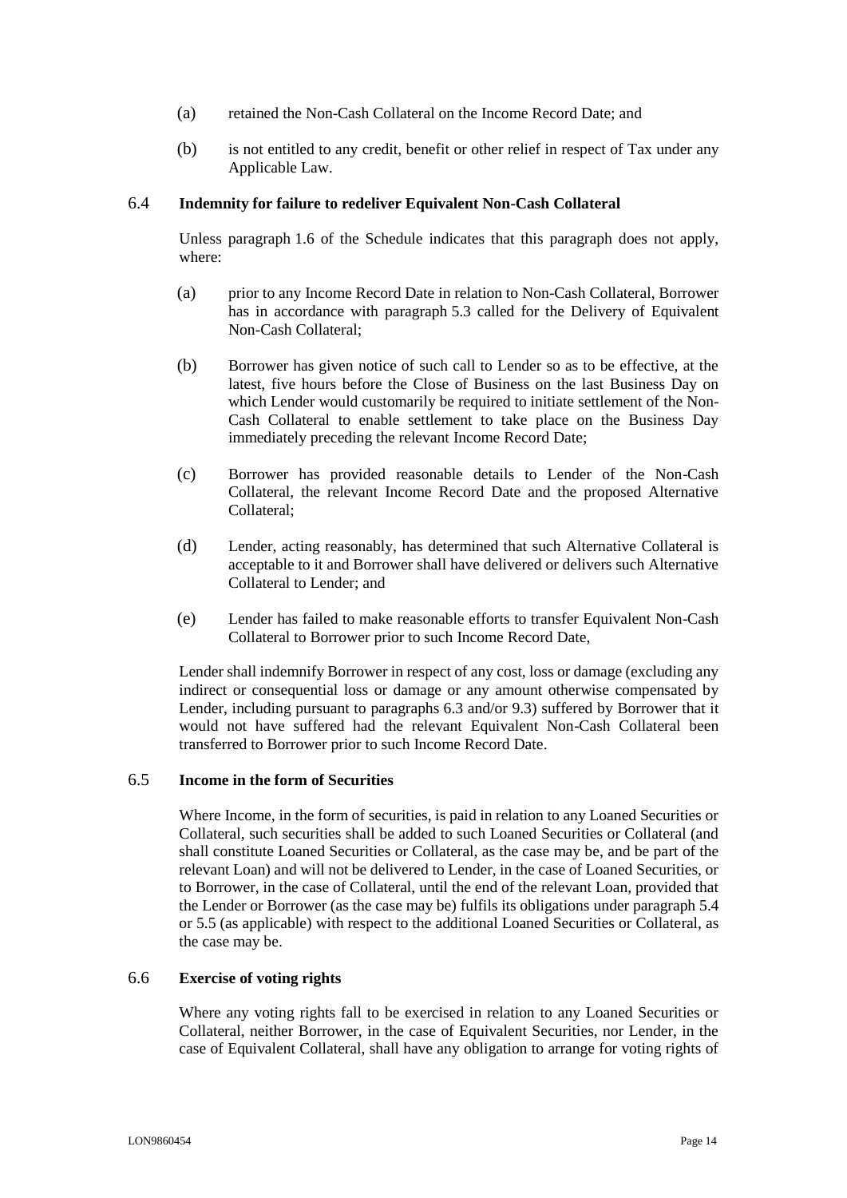(a) retained the Non-Cash Collateral on the Income Record Date; and

(b) is not entitled to any credit, benefit or other relief in respect of Tax under any Applicable Law.

### 6.4 **Indemnity for failure to redeliver Equivalent Non-Cash Collateral**

Unless paragraph 1.6 of the Schedule indicates that this paragraph does not apply, where:

(a) prior to any Income Record Date in relation to Non-Cash Collateral, Borrower has in accordance with paragraph 5.3 called for the Delivery of Equivalent Non-Cash Collateral;

(b) Borrower has given notice of such call to Lender so as to be effective, at the latest, five hours before the Close of Business on the last Business Day on which Lender would customarily be required to initiate settlement of the Non-Cash Collateral to enable settlement to take place on the Business Day immediately preceding the relevant Income Record Date;

(c) Borrower has provided reasonable details to Lender of the Non-Cash Collateral, the relevant Income Record Date and the proposed Alternative Collateral;

(d) Lender, acting reasonably, has determined that such Alternative Collateral is acceptable to it and Borrower shall have delivered or delivers such Alternative Collateral to Lender; and

(e) Lender has failed to make reasonable efforts to transfer Equivalent Non-Cash Collateral to Borrower prior to such Income Record Date,

Lender shall indemnify Borrower in respect of any cost, loss or damage (excluding any indirect or consequential loss or damage or any amount otherwise compensated by Lender, including pursuant to paragraphs 6.3 and/or 9.3) suffered by Borrower that it would not have suffered had the relevant Equivalent Non-Cash Collateral been transferred to Borrower prior to such Income Record Date.

### 6.5 **Income in the form of Securities**

Where Income, in the form of securities, is paid in relation to any Loaned Securities or Collateral, such securities shall be added to such Loaned Securities or Collateral (and shall constitute Loaned Securities or Collateral, as the case may be, and be part of the relevant Loan) and will not be delivered to Lender, in the case of Loaned Securities, or to Borrower, in the case of Collateral, until the end of the relevant Loan, provided that the Lender or Borrower (as the case may be) fulfils its obligations under paragraph 5.4 or 5.5 (as applicable) with respect to the additional Loaned Securities or Collateral, as the case may be.

### 6.6 **Exercise of voting rights**

Where any voting rights fall to be exercised in relation to any Loaned Securities or Collateral, neither Borrower, in the case of Equivalent Securities, nor Lender, in the case of Equivalent Collateral, shall have any obligation to arrange for voting rights of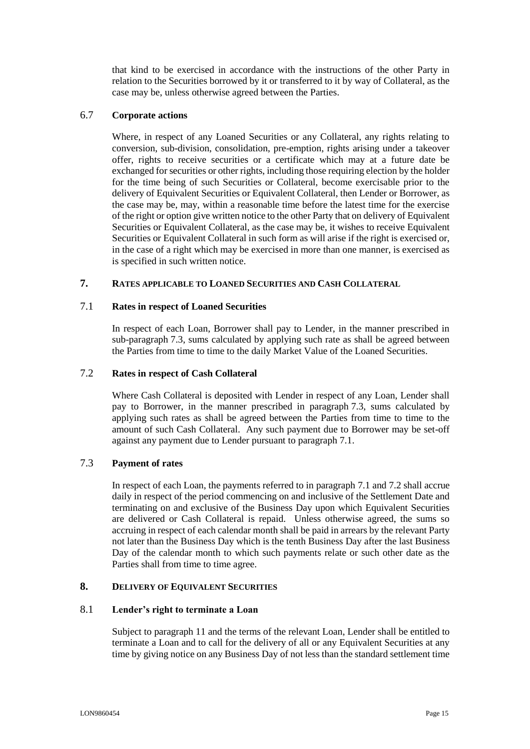that kind to be exercised in accordance with the instructions of the other Party in relation to the Securities borrowed by it or transferred to it by way of Collateral, as the case may be, unless otherwise agreed between the Parties.

### 6.7 Corporate actions

Where, in respect of any Loaned Securities or any Collateral, any rights relating to conversion, sub-division, consolidation, pre-emption, rights arising under a takeover offer, rights to receive securities or a certificate which may at a future date be exchanged for securities or other rights, including those requiring election by the holder for the time being of such Securities or Collateral, become exercisable prior to the delivery of Equivalent Securities or Equivalent Collateral, then Lender or Borrower, as the case may be, may, within a reasonable time before the latest time for the exercise of the right or option give written notice to the other Party that on delivery of Equivalent Securities or Equivalent Collateral, as the case may be, it wishes to receive Equivalent Securities or Equivalent Collateral in such form as will arise if the right is exercised or, in the case of a right which may be exercised in more than one manner, is exercised as is specified in such written notice.

## 7. RATES APPLICABLE TO LOANED SECURITIES AND CASH COLLATERAL

### 7.1 Rates in respect of Loaned Securities

In respect of each Loan, Borrower shall pay to Lender, in the manner prescribed in sub-paragraph 7.3, sums calculated by applying such rate as shall be agreed between the Parties from time to time to the daily Market Value of the Loaned Securities.

### 7.2 Rates in respect of Cash Collateral

Where Cash Collateral is deposited with Lender in respect of any Loan, Lender shall pay to Borrower, in the manner prescribed in paragraph 7.3, sums calculated by applying such rates as shall be agreed between the Parties from time to time to the amount of such Cash Collateral. Any such payment due to Borrower may be set-off against any payment due to Lender pursuant to paragraph 7.1.

### 7.3 Payment of rates

In respect of each Loan, the payments referred to in paragraph 7.1 and 7.2 shall accrue daily in respect of the period commencing on and inclusive of the Settlement Date and terminating on and exclusive of the Business Day upon which Equivalent Securities are delivered or Cash Collateral is repaid. Unless otherwise agreed, the sums so accruing in respect of each calendar month shall be paid in arrears by the relevant Party not later than the Business Day which is the tenth Business Day after the last Business Day of the calendar month to which such payments relate or such other date as the Parties shall from time to time agree.

## 8. DELIVERY OF EQUIVALENT SECURITIES

### 8.1 Lender's right to terminate a Loan

Subject to paragraph 11 and the terms of the relevant Loan, Lender shall be entitled to terminate a Loan and to call for the delivery of all or any Equivalent Securities at any time by giving notice on any Business Day of not less than the standard settlement time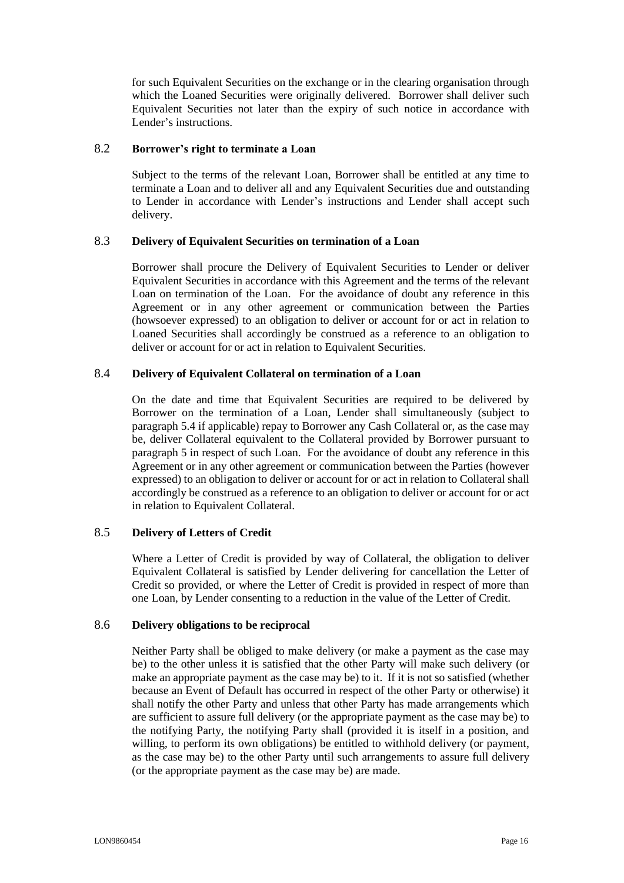for such Equivalent Securities on the exchange or in the clearing organisation through which the Loaned Securities were originally delivered. Borrower shall deliver such Equivalent Securities not later than the expiry of such notice in accordance with Lender's instructions.

### 8.2 Borrower's right to terminate a Loan

Subject to the terms of the relevant Loan, Borrower shall be entitled at any time to terminate a Loan and to deliver all and any Equivalent Securities due and outstanding to Lender in accordance with Lender's instructions and Lender shall accept such delivery.

### 8.3 Delivery of Equivalent Securities on termination of a Loan

Borrower shall procure the Delivery of Equivalent Securities to Lender or deliver Equivalent Securities in accordance with this Agreement and the terms of the relevant Loan on termination of the Loan. For the avoidance of doubt any reference in this Agreement or in any other agreement or communication between the Parties (howsoever expressed) to an obligation to deliver or account for or act in relation to Loaned Securities shall accordingly be construed as a reference to an obligation to deliver or account for or act in relation to Equivalent Securities.

### 8.4 Delivery of Equivalent Collateral on termination of a Loan

On the date and time that Equivalent Securities are required to be delivered by Borrower on the termination of a Loan, Lender shall simultaneously (subject to paragraph 5.4 if applicable) repay to Borrower any Cash Collateral or, as the case may be, deliver Collateral equivalent to the Collateral provided by Borrower pursuant to paragraph 5 in respect of such Loan. For the avoidance of doubt any reference in this Agreement or in any other agreement or communication between the Parties (however expressed) to an obligation to deliver or account for or act in relation to Collateral shall accordingly be construed as a reference to an obligation to deliver or account for or act in relation to Equivalent Collateral.

### 8.5 Delivery of Letters of Credit

Where a Letter of Credit is provided by way of Collateral, the obligation to deliver Equivalent Collateral is satisfied by Lender delivering for cancellation the Letter of Credit so provided, or where the Letter of Credit is provided in respect of more than one Loan, by Lender consenting to a reduction in the value of the Letter of Credit.

### 8.6 Delivery obligations to be reciprocal

Neither Party shall be obliged to make delivery (or make a payment as the case may be) to the other unless it is satisfied that the other Party will make such delivery (or make an appropriate payment as the case may be) to it. If it is not so satisfied (whether because an Event of Default has occurred in respect of the other Party or otherwise) it shall notify the other Party and unless that other Party has made arrangements which are sufficient to assure full delivery (or the appropriate payment as the case may be) to the notifying Party, the notifying Party shall (provided it is itself in a position, and willing, to perform its own obligations) be entitled to withhold delivery (or payment, as the case may be) to the other Party until such arrangements to assure full delivery (or the appropriate payment as the case may be) are made.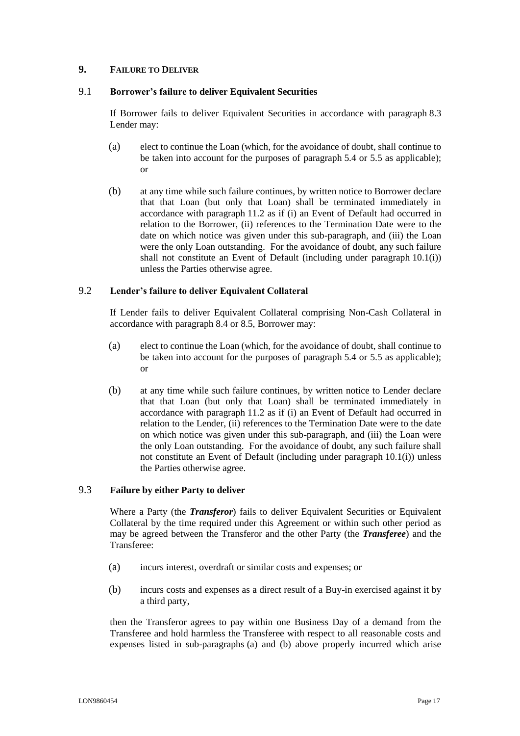## 9. FAILURE TO DELIVER

### 9.1 Borrower's failure to deliver Equivalent Securities

If Borrower fails to deliver Equivalent Securities in accordance with paragraph 8.3 Lender may:

(a) elect to continue the Loan (which, for the avoidance of doubt, shall continue to be taken into account for the purposes of paragraph 5.4 or 5.5 as applicable); or

(b) at any time while such failure continues, by written notice to Borrower declare that that Loan (but only that Loan) shall be terminated immediately in accordance with paragraph 11.2 as if (i) an Event of Default had occurred in relation to the Borrower, (ii) references to the Termination Date were to the date on which notice was given under this sub-paragraph, and (iii) the Loan were the only Loan outstanding. For the avoidance of doubt, any such failure shall not constitute an Event of Default (including under paragraph 10.1(i)) unless the Parties otherwise agree.

### 9.2 Lender's failure to deliver Equivalent Collateral

If Lender fails to deliver Equivalent Collateral comprising Non-Cash Collateral in accordance with paragraph 8.4 or 8.5, Borrower may:

(a) elect to continue the Loan (which, for the avoidance of doubt, shall continue to be taken into account for the purposes of paragraph 5.4 or 5.5 as applicable); or

(b) at any time while such failure continues, by written notice to Lender declare that that Loan (but only that Loan) shall be terminated immediately in accordance with paragraph 11.2 as if (i) an Event of Default had occurred in relation to the Lender, (ii) references to the Termination Date were to the date on which notice was given under this sub-paragraph, and (iii) the Loan were the only Loan outstanding. For the avoidance of doubt, any such failure shall not constitute an Event of Default (including under paragraph 10.1(i)) unless the Parties otherwise agree.

### 9.3 Failure by either Party to deliver

Where a Party (the ***Transferor***) fails to deliver Equivalent Securities or Equivalent Collateral by the time required under this Agreement or within such other period as may be agreed between the Transferor and the other Party (the ***Transferee***) and the Transferee:

(a) incurs interest, overdraft or similar costs and expenses; or

(b) incurs costs and expenses as a direct result of a Buy-in exercised against it by a third party,

then the Transferor agrees to pay within one Business Day of a demand from the Transferee and hold harmless the Transferee with respect to all reasonable costs and expenses listed in sub-paragraphs (a) and (b) above properly incurred which arise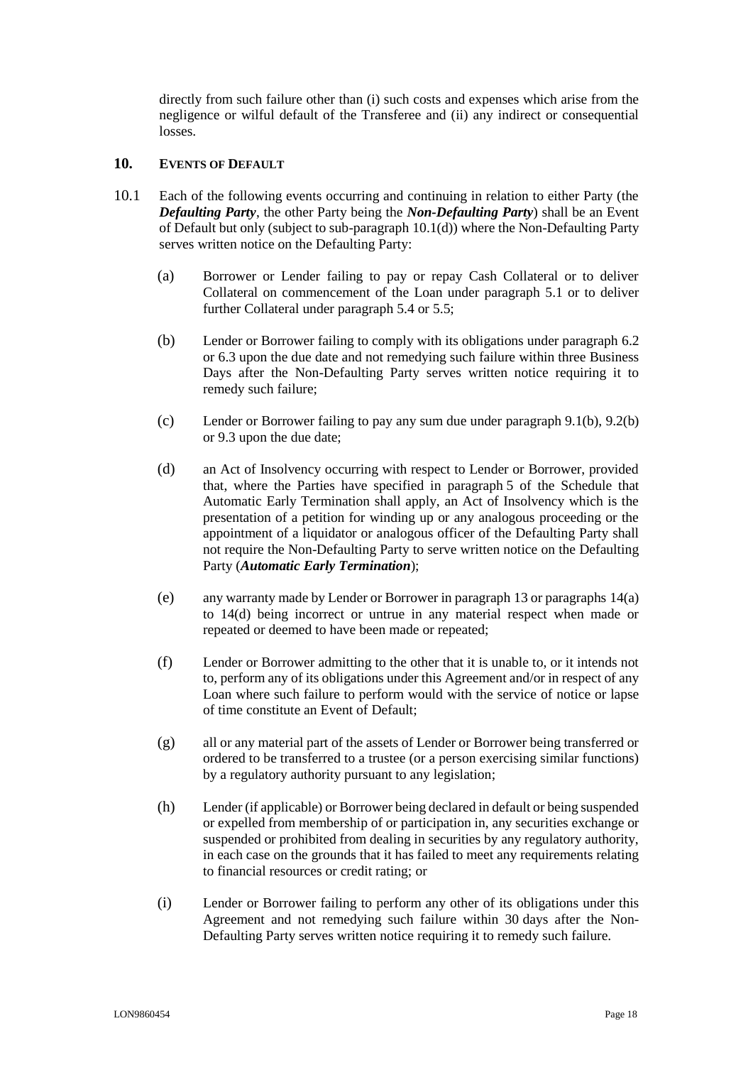directly from such failure other than (i) such costs and expenses which arise from the negligence or wilful default of the Transferee and (ii) any indirect or consequential losses.

## 10. EVENTS OF DEFAULT

10.1 Each of the following events occurring and continuing in relation to either Party (the ***Defaulting Party***, the other Party being the ***Non-Defaulting Party***) shall be an Event of Default but only (subject to sub-paragraph 10.1(d)) where the Non-Defaulting Party serves written notice on the Defaulting Party:

(a) Borrower or Lender failing to pay or repay Cash Collateral or to deliver Collateral on commencement of the Loan under paragraph 5.1 or to deliver further Collateral under paragraph 5.4 or 5.5;

(b) Lender or Borrower failing to comply with its obligations under paragraph 6.2 or 6.3 upon the due date and not remedying such failure within three Business Days after the Non-Defaulting Party serves written notice requiring it to remedy such failure;

(c) Lender or Borrower failing to pay any sum due under paragraph 9.1(b), 9.2(b) or 9.3 upon the due date;

(d) an Act of Insolvency occurring with respect to Lender or Borrower, provided that, where the Parties have specified in paragraph 5 of the Schedule that Automatic Early Termination shall apply, an Act of Insolvency which is the presentation of a petition for winding up or any analogous proceeding or the appointment of a liquidator or analogous officer of the Defaulting Party shall not require the Non-Defaulting Party to serve written notice on the Defaulting Party (***Automatic Early Termination***);

(e) any warranty made by Lender or Borrower in paragraph 13 or paragraphs 14(a) to 14(d) being incorrect or untrue in any material respect when made or repeated or deemed to have been made or repeated;

(f) Lender or Borrower admitting to the other that it is unable to, or it intends not to, perform any of its obligations under this Agreement and/or in respect of any Loan where such failure to perform would with the service of notice or lapse of time constitute an Event of Default;

(g) all or any material part of the assets of Lender or Borrower being transferred or ordered to be transferred to a trustee (or a person exercising similar functions) by a regulatory authority pursuant to any legislation;

(h) Lender (if applicable) or Borrower being declared in default or being suspended or expelled from membership of or participation in, any securities exchange or suspended or prohibited from dealing in securities by any regulatory authority, in each case on the grounds that it has failed to meet any requirements relating to financial resources or credit rating; or

(i) Lender or Borrower failing to perform any other of its obligations under this Agreement and not remedying such failure within 30 days after the Non-Defaulting Party serves written notice requiring it to remedy such failure.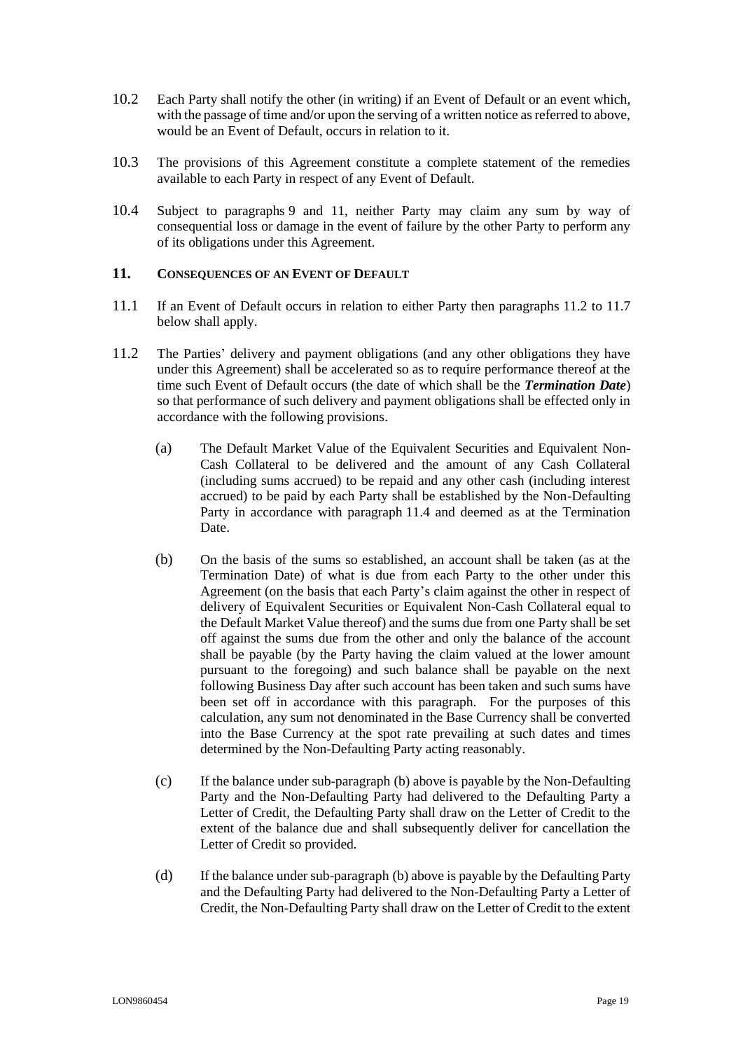10.2 Each Party shall notify the other (in writing) if an Event of Default or an event which, with the passage of time and/or upon the serving of a written notice as referred to above, would be an Event of Default, occurs in relation to it.

10.3 The provisions of this Agreement constitute a complete statement of the remedies available to each Party in respect of any Event of Default.

10.4 Subject to paragraphs 9 and 11, neither Party may claim any sum by way of consequential loss or damage in the event of failure by the other Party to perform any of its obligations under this Agreement.

## 11. CONSEQUENCES OF AN EVENT OF DEFAULT

11.1 If an Event of Default occurs in relation to either Party then paragraphs 11.2 to 11.7 below shall apply.

11.2 The Parties' delivery and payment obligations (and any other obligations they have under this Agreement) shall be accelerated so as to require performance thereof at the time such Event of Default occurs (the date of which shall be the ***Termination Date***) so that performance of such delivery and payment obligations shall be effected only in accordance with the following provisions.

(a) The Default Market Value of the Equivalent Securities and Equivalent Non-Cash Collateral to be delivered and the amount of any Cash Collateral (including sums accrued) to be repaid and any other cash (including interest accrued) to be paid by each Party shall be established by the Non-Defaulting Party in accordance with paragraph 11.4 and deemed as at the Termination Date.

(b) On the basis of the sums so established, an account shall be taken (as at the Termination Date) of what is due from each Party to the other under this Agreement (on the basis that each Party's claim against the other in respect of delivery of Equivalent Securities or Equivalent Non-Cash Collateral equal to the Default Market Value thereof) and the sums due from one Party shall be set off against the sums due from the other and only the balance of the account shall be payable (by the Party having the claim valued at the lower amount pursuant to the foregoing) and such balance shall be payable on the next following Business Day after such account has been taken and such sums have been set off in accordance with this paragraph. For the purposes of this calculation, any sum not denominated in the Base Currency shall be converted into the Base Currency at the spot rate prevailing at such dates and times determined by the Non-Defaulting Party acting reasonably.

(c) If the balance under sub-paragraph (b) above is payable by the Non-Defaulting Party and the Non-Defaulting Party had delivered to the Defaulting Party a Letter of Credit, the Defaulting Party shall draw on the Letter of Credit to the extent of the balance due and shall subsequently deliver for cancellation the Letter of Credit so provided.

(d) If the balance under sub-paragraph (b) above is payable by the Defaulting Party and the Defaulting Party had delivered to the Non-Defaulting Party a Letter of Credit, the Non-Defaulting Party shall draw on the Letter of Credit to the extent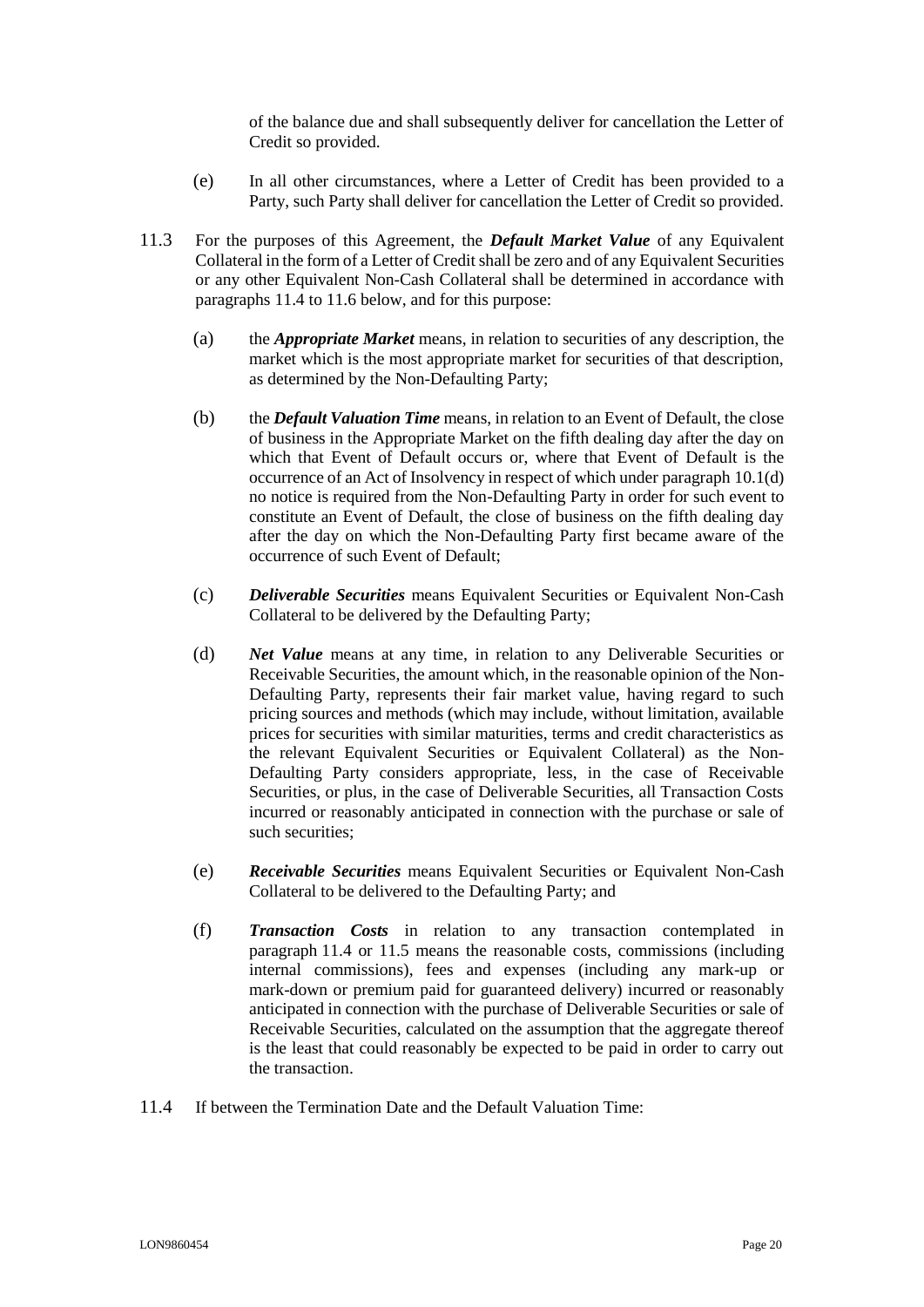of the balance due and shall subsequently deliver for cancellation the Letter of Credit so provided.

(e) In all other circumstances, where a Letter of Credit has been provided to a Party, such Party shall deliver for cancellation the Letter of Credit so provided.

11.3 For the purposes of this Agreement, the ***Default Market Value*** of any Equivalent Collateral in the form of a Letter of Credit shall be zero and of any Equivalent Securities or any other Equivalent Non-Cash Collateral shall be determined in accordance with paragraphs 11.4 to 11.6 below, and for this purpose:

(a) the ***Appropriate Market*** means, in relation to securities of any description, the market which is the most appropriate market for securities of that description, as determined by the Non-Defaulting Party;

(b) the ***Default Valuation Time*** means, in relation to an Event of Default, the close of business in the Appropriate Market on the fifth dealing day after the day on which that Event of Default occurs or, where that Event of Default is the occurrence of an Act of Insolvency in respect of which under paragraph 10.1(d) no notice is required from the Non-Defaulting Party in order for such event to constitute an Event of Default, the close of business on the fifth dealing day after the day on which the Non-Defaulting Party first became aware of the occurrence of such Event of Default;

(c) ***Deliverable Securities*** means Equivalent Securities or Equivalent Non-Cash Collateral to be delivered by the Defaulting Party;

(d) ***Net Value*** means at any time, in relation to any Deliverable Securities or Receivable Securities, the amount which, in the reasonable opinion of the Non-Defaulting Party, represents their fair market value, having regard to such pricing sources and methods (which may include, without limitation, available prices for securities with similar maturities, terms and credit characteristics as the relevant Equivalent Securities or Equivalent Collateral) as the Non-Defaulting Party considers appropriate, less, in the case of Receivable Securities, or plus, in the case of Deliverable Securities, all Transaction Costs incurred or reasonably anticipated in connection with the purchase or sale of such securities;

(e) ***Receivable Securities*** means Equivalent Securities or Equivalent Non-Cash Collateral to be delivered to the Defaulting Party; and

(f) ***Transaction Costs*** in relation to any transaction contemplated in paragraph 11.4 or 11.5 means the reasonable costs, commissions (including internal commissions), fees and expenses (including any mark-up or mark-down or premium paid for guaranteed delivery) incurred or reasonably anticipated in connection with the purchase of Deliverable Securities or sale of Receivable Securities, calculated on the assumption that the aggregate thereof is the least that could reasonably be expected to be paid in order to carry out the transaction.

11.4 If between the Termination Date and the Default Valuation Time: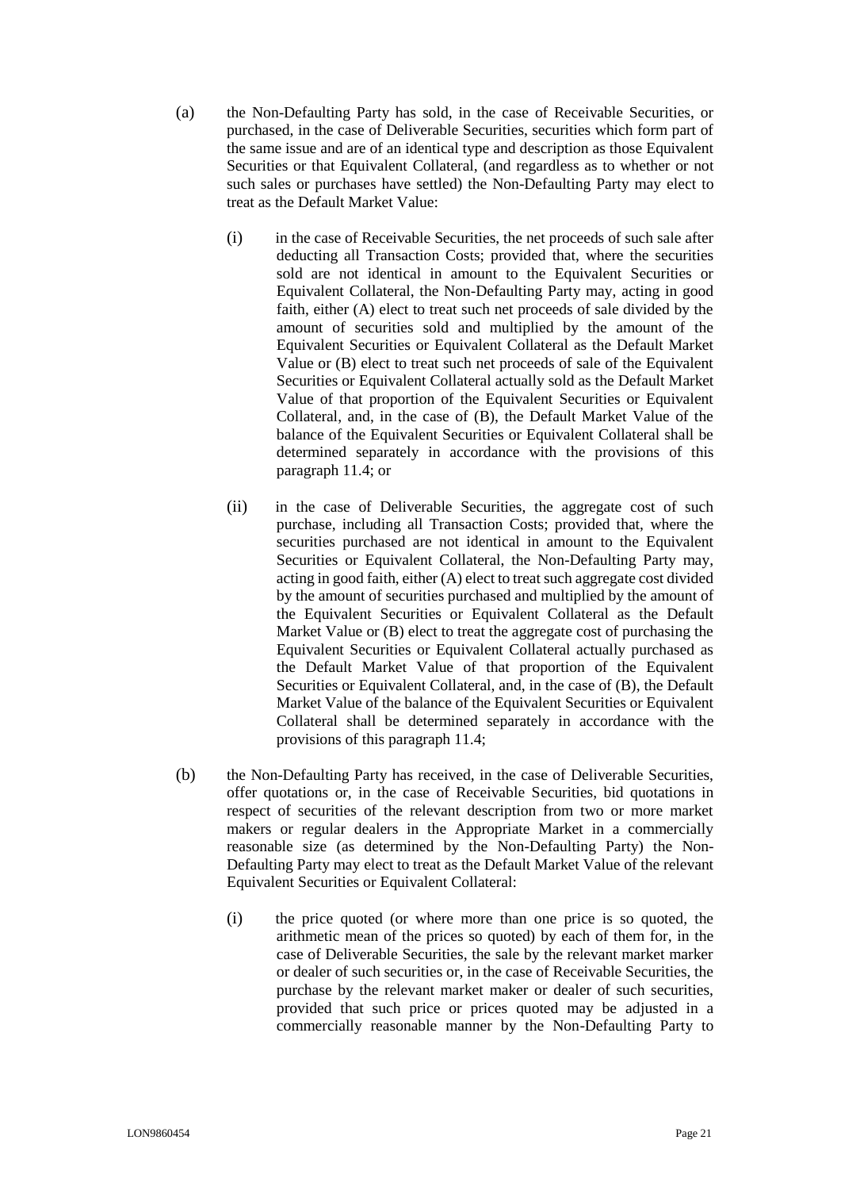(a) the Non-Defaulting Party has sold, in the case of Receivable Securities, or purchased, in the case of Deliverable Securities, securities which form part of the same issue and are of an identical type and description as those Equivalent Securities or that Equivalent Collateral, (and regardless as to whether or not such sales or purchases have settled) the Non-Defaulting Party may elect to treat as the Default Market Value:

   (i) in the case of Receivable Securities, the net proceeds of such sale after deducting all Transaction Costs; provided that, where the securities sold are not identical in amount to the Equivalent Securities or Equivalent Collateral, the Non-Defaulting Party may, acting in good faith, either (A) elect to treat such net proceeds of sale divided by the amount of securities sold and multiplied by the amount of the Equivalent Securities or Equivalent Collateral as the Default Market Value or (B) elect to treat such net proceeds of sale of the Equivalent Securities or Equivalent Collateral actually sold as the Default Market Value of that proportion of the Equivalent Securities or Equivalent Collateral, and, in the case of (B), the Default Market Value of the balance of the Equivalent Securities or Equivalent Collateral shall be determined separately in accordance with the provisions of this paragraph 11.4; or

   (ii) in the case of Deliverable Securities, the aggregate cost of such purchase, including all Transaction Costs; provided that, where the securities purchased are not identical in amount to the Equivalent Securities or Equivalent Collateral, the Non-Defaulting Party may, acting in good faith, either (A) elect to treat such aggregate cost divided by the amount of securities purchased and multiplied by the amount of the Equivalent Securities or Equivalent Collateral as the Default Market Value or (B) elect to treat the aggregate cost of purchasing the Equivalent Securities or Equivalent Collateral actually purchased as the Default Market Value of that proportion of the Equivalent Securities or Equivalent Collateral, and, in the case of (B), the Default Market Value of the balance of the Equivalent Securities or Equivalent Collateral shall be determined separately in accordance with the provisions of this paragraph 11.4;

(b) the Non-Defaulting Party has received, in the case of Deliverable Securities, offer quotations or, in the case of Receivable Securities, bid quotations in respect of securities of the relevant description from two or more market makers or regular dealers in the Appropriate Market in a commercially reasonable size (as determined by the Non-Defaulting Party) the Non-Defaulting Party may elect to treat as the Default Market Value of the relevant Equivalent Securities or Equivalent Collateral:

   (i) the price quoted (or where more than one price is so quoted, the arithmetic mean of the prices so quoted) by each of them for, in the case of Deliverable Securities, the sale by the relevant market marker or dealer of such securities or, in the case of Receivable Securities, the purchase by the relevant market maker or dealer of such securities, provided that such price or prices quoted may be adjusted in a commercially reasonable manner by the Non-Defaulting Party to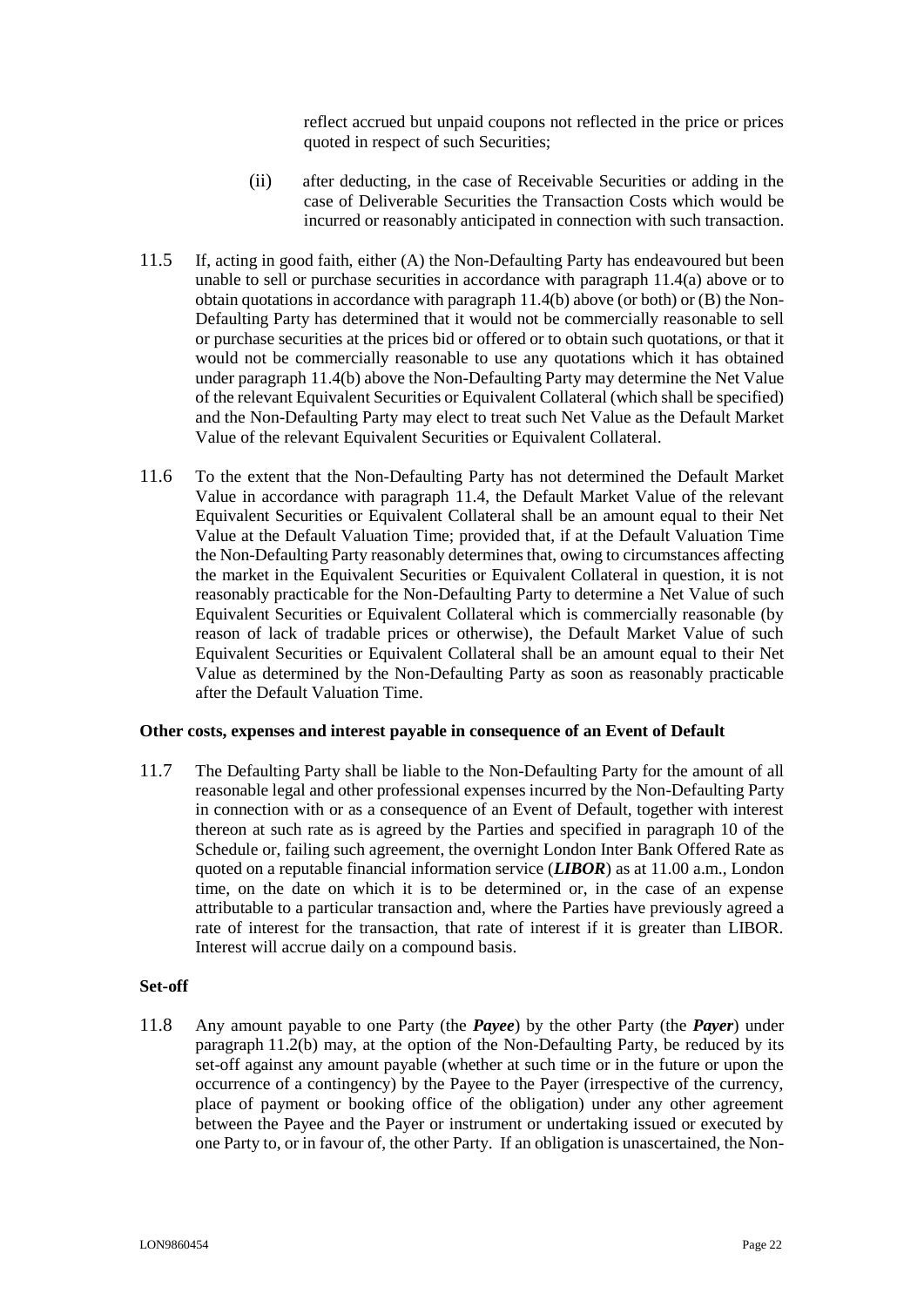reflect accrued but unpaid coupons not reflected in the price or prices quoted in respect of such Securities;

(ii) after deducting, in the case of Receivable Securities or adding in the case of Deliverable Securities the Transaction Costs which would be incurred or reasonably anticipated in connection with such transaction.

11.5 If, acting in good faith, either (A) the Non-Defaulting Party has endeavoured but been unable to sell or purchase securities in accordance with paragraph 11.4(a) above or to obtain quotations in accordance with paragraph 11.4(b) above (or both) or (B) the Non-Defaulting Party has determined that it would not be commercially reasonable to sell or purchase securities at the prices bid or offered or to obtain such quotations, or that it would not be commercially reasonable to use any quotations which it has obtained under paragraph 11.4(b) above the Non-Defaulting Party may determine the Net Value of the relevant Equivalent Securities or Equivalent Collateral (which shall be specified) and the Non-Defaulting Party may elect to treat such Net Value as the Default Market Value of the relevant Equivalent Securities or Equivalent Collateral.

11.6 To the extent that the Non-Defaulting Party has not determined the Default Market Value in accordance with paragraph 11.4, the Default Market Value of the relevant Equivalent Securities or Equivalent Collateral shall be an amount equal to their Net Value at the Default Valuation Time; provided that, if at the Default Valuation Time the Non-Defaulting Party reasonably determines that, owing to circumstances affecting the market in the Equivalent Securities or Equivalent Collateral in question, it is not reasonably practicable for the Non-Defaulting Party to determine a Net Value of such Equivalent Securities or Equivalent Collateral which is commercially reasonable (by reason of lack of tradable prices or otherwise), the Default Market Value of such Equivalent Securities or Equivalent Collateral shall be an amount equal to their Net Value as determined by the Non-Defaulting Party as soon as reasonably practicable after the Default Valuation Time.

**Other costs, expenses and interest payable in consequence of an Event of Default**

11.7 The Defaulting Party shall be liable to the Non-Defaulting Party for the amount of all reasonable legal and other professional expenses incurred by the Non-Defaulting Party in connection with or as a consequence of an Event of Default, together with interest thereon at such rate as is agreed by the Parties and specified in paragraph 10 of the Schedule or, failing such agreement, the overnight London Inter Bank Offered Rate as quoted on a reputable financial information service (***LIBOR***) as at 11.00 a.m., London time, on the date on which it is to be determined or, in the case of an expense attributable to a particular transaction and, where the Parties have previously agreed a rate of interest for the transaction, that rate of interest if it is greater than LIBOR. Interest will accrue daily on a compound basis.

**Set-off**

11.8 Any amount payable to one Party (the ***Payee***) by the other Party (the ***Payer***) under paragraph 11.2(b) may, at the option of the Non-Defaulting Party, be reduced by its set-off against any amount payable (whether at such time or in the future or upon the occurrence of a contingency) by the Payee to the Payer (irrespective of the currency, place of payment or booking office of the obligation) under any other agreement between the Payee and the Payer or instrument or undertaking issued or executed by one Party to, or in favour of, the other Party. If an obligation is unascertained, the Non-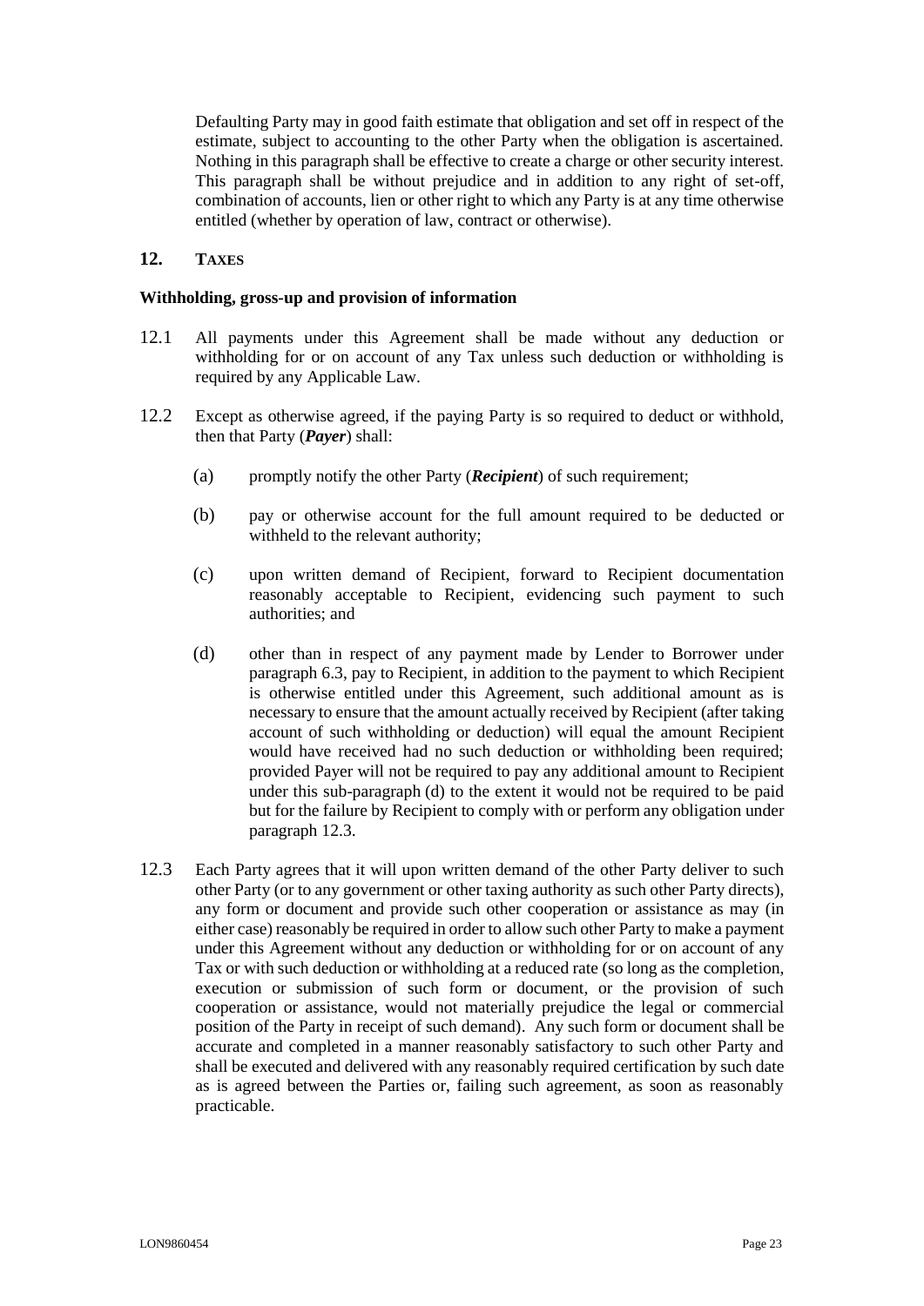Defaulting Party may in good faith estimate that obligation and set off in respect of the estimate, subject to accounting to the other Party when the obligation is ascertained. Nothing in this paragraph shall be effective to create a charge or other security interest. This paragraph shall be without prejudice and in addition to any right of set-off, combination of accounts, lien or other right to which any Party is at any time otherwise entitled (whether by operation of law, contract or otherwise).

## 12. TAXES

**Withholding, gross-up and provision of information**

12.1 All payments under this Agreement shall be made without any deduction or withholding for or on account of any Tax unless such deduction or withholding is required by any Applicable Law.

12.2 Except as otherwise agreed, if the paying Party is so required to deduct or withhold, then that Party (***Payer***) shall:

(a) promptly notify the other Party (***Recipient***) of such requirement;

(b) pay or otherwise account for the full amount required to be deducted or withheld to the relevant authority;

(c) upon written demand of Recipient, forward to Recipient documentation reasonably acceptable to Recipient, evidencing such payment to such authorities; and

(d) other than in respect of any payment made by Lender to Borrower under paragraph 6.3, pay to Recipient, in addition to the payment to which Recipient is otherwise entitled under this Agreement, such additional amount as is necessary to ensure that the amount actually received by Recipient (after taking account of such withholding or deduction) will equal the amount Recipient would have received had no such deduction or withholding been required; provided Payer will not be required to pay any additional amount to Recipient under this sub-paragraph (d) to the extent it would not be required to be paid but for the failure by Recipient to comply with or perform any obligation under paragraph 12.3.

12.3 Each Party agrees that it will upon written demand of the other Party deliver to such other Party (or to any government or other taxing authority as such other Party directs), any form or document and provide such other cooperation or assistance as may (in either case) reasonably be required in order to allow such other Party to make a payment under this Agreement without any deduction or withholding for or on account of any Tax or with such deduction or withholding at a reduced rate (so long as the completion, execution or submission of such form or document, or the provision of such cooperation or assistance, would not materially prejudice the legal or commercial position of the Party in receipt of such demand). Any such form or document shall be accurate and completed in a manner reasonably satisfactory to such other Party and shall be executed and delivered with any reasonably required certification by such date as is agreed between the Parties or, failing such agreement, as soon as reasonably practicable.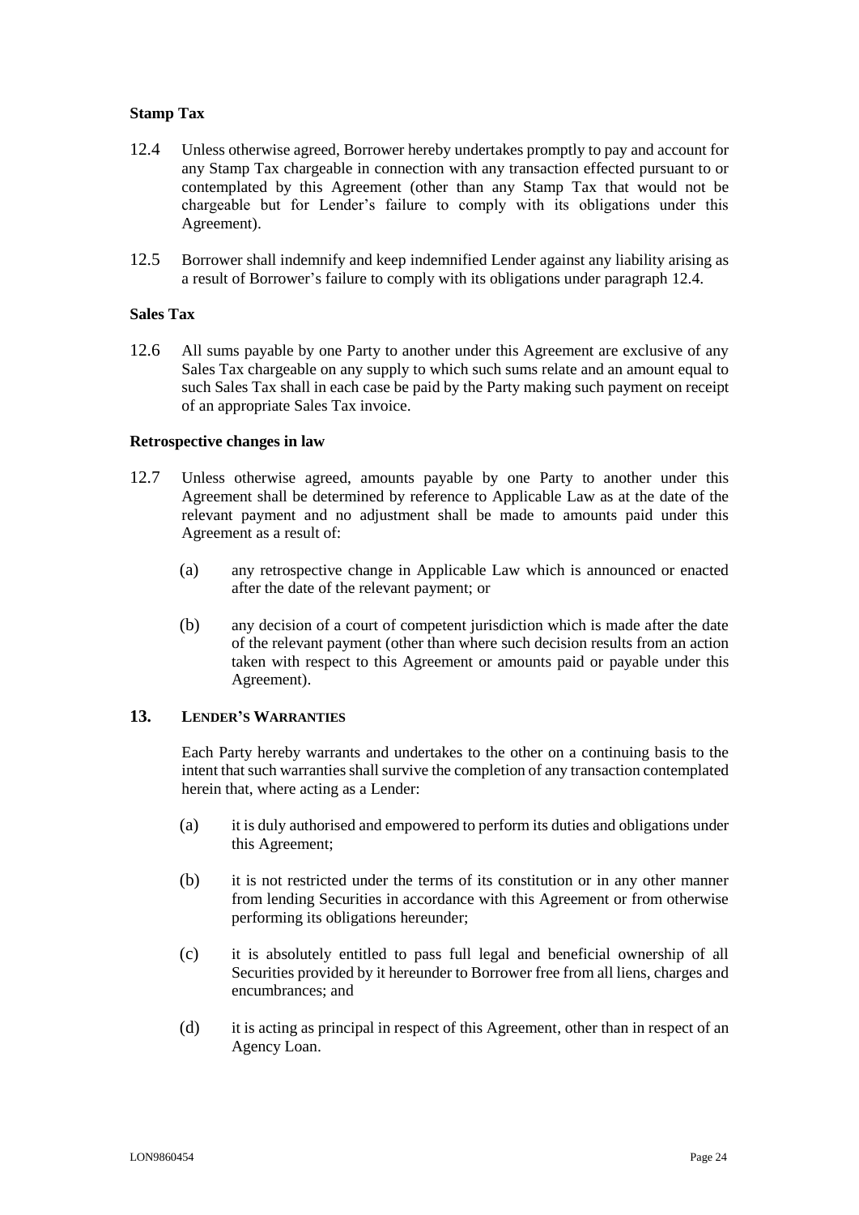**Stamp Tax**

12.4 Unless otherwise agreed, Borrower hereby undertakes promptly to pay and account for any Stamp Tax chargeable in connection with any transaction effected pursuant to or contemplated by this Agreement (other than any Stamp Tax that would not be chargeable but for Lender's failure to comply with its obligations under this Agreement).

12.5 Borrower shall indemnify and keep indemnified Lender against any liability arising as a result of Borrower's failure to comply with its obligations under paragraph 12.4.

**Sales Tax**

12.6 All sums payable by one Party to another under this Agreement are exclusive of any Sales Tax chargeable on any supply to which such sums relate and an amount equal to such Sales Tax shall in each case be paid by the Party making such payment on receipt of an appropriate Sales Tax invoice.

**Retrospective changes in law**

12.7 Unless otherwise agreed, amounts payable by one Party to another under this Agreement shall be determined by reference to Applicable Law as at the date of the relevant payment and no adjustment shall be made to amounts paid under this Agreement as a result of:

(a) any retrospective change in Applicable Law which is announced or enacted after the date of the relevant payment; or

(b) any decision of a court of competent jurisdiction which is made after the date of the relevant payment (other than where such decision results from an action taken with respect to this Agreement or amounts paid or payable under this Agreement).

## 13. LENDER'S WARRANTIES

Each Party hereby warrants and undertakes to the other on a continuing basis to the intent that such warranties shall survive the completion of any transaction contemplated herein that, where acting as a Lender:

(a) it is duly authorised and empowered to perform its duties and obligations under this Agreement;

(b) it is not restricted under the terms of its constitution or in any other manner from lending Securities in accordance with this Agreement or from otherwise performing its obligations hereunder;

(c) it is absolutely entitled to pass full legal and beneficial ownership of all Securities provided by it hereunder to Borrower free from all liens, charges and encumbrances; and

(d) it is acting as principal in respect of this Agreement, other than in respect of an Agency Loan.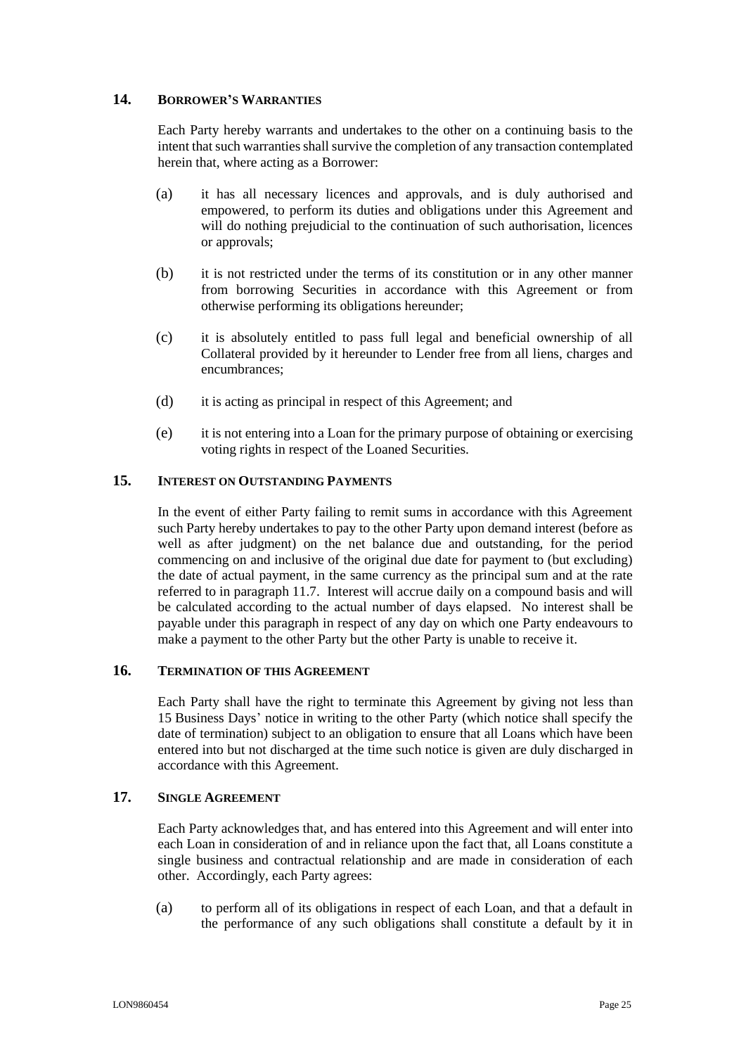## 14. BORROWER'S WARRANTIES

Each Party hereby warrants and undertakes to the other on a continuing basis to the intent that such warranties shall survive the completion of any transaction contemplated herein that, where acting as a Borrower:

(a) it has all necessary licences and approvals, and is duly authorised and empowered, to perform its duties and obligations under this Agreement and will do nothing prejudicial to the continuation of such authorisation, licences or approvals;

(b) it is not restricted under the terms of its constitution or in any other manner from borrowing Securities in accordance with this Agreement or from otherwise performing its obligations hereunder;

(c) it is absolutely entitled to pass full legal and beneficial ownership of all Collateral provided by it hereunder to Lender free from all liens, charges and encumbrances;

(d) it is acting as principal in respect of this Agreement; and

(e) it is not entering into a Loan for the primary purpose of obtaining or exercising voting rights in respect of the Loaned Securities.

## 15. INTEREST ON OUTSTANDING PAYMENTS

In the event of either Party failing to remit sums in accordance with this Agreement such Party hereby undertakes to pay to the other Party upon demand interest (before as well as after judgment) on the net balance due and outstanding, for the period commencing on and inclusive of the original due date for payment to (but excluding) the date of actual payment, in the same currency as the principal sum and at the rate referred to in paragraph 11.7. Interest will accrue daily on a compound basis and will be calculated according to the actual number of days elapsed. No interest shall be payable under this paragraph in respect of any day on which one Party endeavours to make a payment to the other Party but the other Party is unable to receive it.

## 16. TERMINATION OF THIS AGREEMENT

Each Party shall have the right to terminate this Agreement by giving not less than 15 Business Days' notice in writing to the other Party (which notice shall specify the date of termination) subject to an obligation to ensure that all Loans which have been entered into but not discharged at the time such notice is given are duly discharged in accordance with this Agreement.

## 17. SINGLE AGREEMENT

Each Party acknowledges that, and has entered into this Agreement and will enter into each Loan in consideration of and in reliance upon the fact that, all Loans constitute a single business and contractual relationship and are made in consideration of each other. Accordingly, each Party agrees:

(a) to perform all of its obligations in respect of each Loan, and that a default in the performance of any such obligations shall constitute a default by it in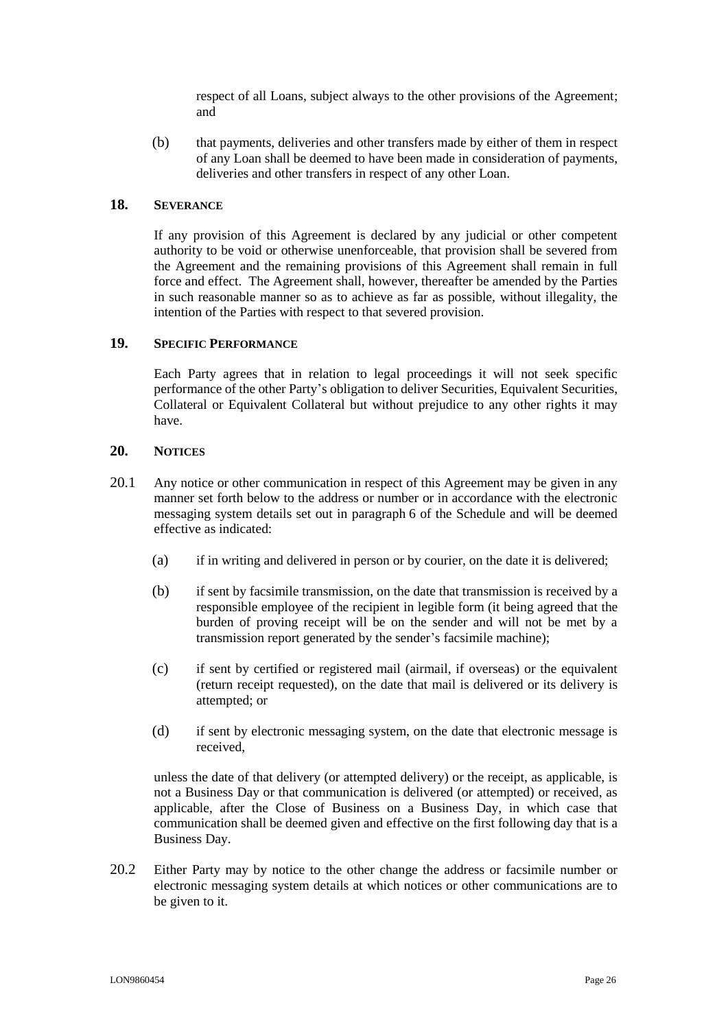respect of all Loans, subject always to the other provisions of the Agreement; and

(b) that payments, deliveries and other transfers made by either of them in respect of any Loan shall be deemed to have been made in consideration of payments, deliveries and other transfers in respect of any other Loan.

## 18. SEVERANCE

If any provision of this Agreement is declared by any judicial or other competent authority to be void or otherwise unenforceable, that provision shall be severed from the Agreement and the remaining provisions of this Agreement shall remain in full force and effect. The Agreement shall, however, thereafter be amended by the Parties in such reasonable manner so as to achieve as far as possible, without illegality, the intention of the Parties with respect to that severed provision.

## 19. SPECIFIC PERFORMANCE

Each Party agrees that in relation to legal proceedings it will not seek specific performance of the other Party's obligation to deliver Securities, Equivalent Securities, Collateral or Equivalent Collateral but without prejudice to any other rights it may have.

## 20. NOTICES

20.1 Any notice or other communication in respect of this Agreement may be given in any manner set forth below to the address or number or in accordance with the electronic messaging system details set out in paragraph 6 of the Schedule and will be deemed effective as indicated:

(a) if in writing and delivered in person or by courier, on the date it is delivered;

(b) if sent by facsimile transmission, on the date that transmission is received by a responsible employee of the recipient in legible form (it being agreed that the burden of proving receipt will be on the sender and will not be met by a transmission report generated by the sender's facsimile machine);

(c) if sent by certified or registered mail (airmail, if overseas) or the equivalent (return receipt requested), on the date that mail is delivered or its delivery is attempted; or

(d) if sent by electronic messaging system, on the date that electronic message is received,

unless the date of that delivery (or attempted delivery) or the receipt, as applicable, is not a Business Day or that communication is delivered (or attempted) or received, as applicable, after the Close of Business on a Business Day, in which case that communication shall be deemed given and effective on the first following day that is a Business Day.

20.2 Either Party may by notice to the other change the address or facsimile number or electronic messaging system details at which notices or other communications are to be given to it.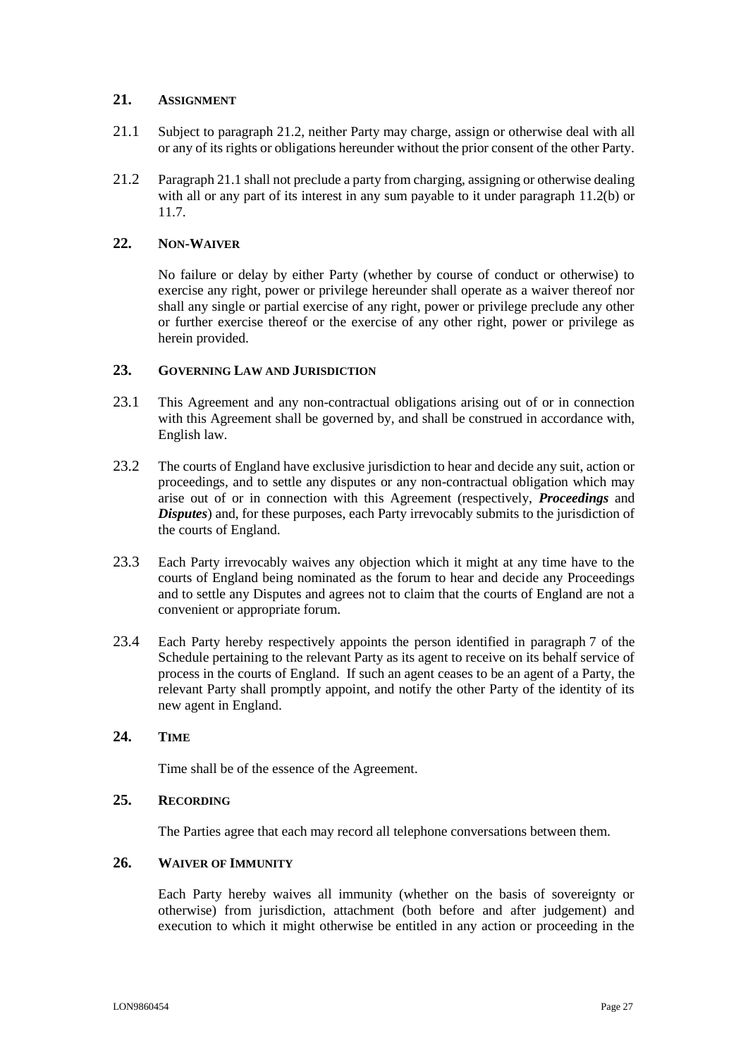## 21. ASSIGNMENT

21.1 Subject to paragraph 21.2, neither Party may charge, assign or otherwise deal with all or any of its rights or obligations hereunder without the prior consent of the other Party.

21.2 Paragraph 21.1 shall not preclude a party from charging, assigning or otherwise dealing with all or any part of its interest in any sum payable to it under paragraph 11.2(b) or 11.7.

## 22. NON-WAIVER

No failure or delay by either Party (whether by course of conduct or otherwise) to exercise any right, power or privilege hereunder shall operate as a waiver thereof nor shall any single or partial exercise of any right, power or privilege preclude any other or further exercise thereof or the exercise of any other right, power or privilege as herein provided.

## 23. GOVERNING LAW AND JURISDICTION

23.1 This Agreement and any non-contractual obligations arising out of or in connection with this Agreement shall be governed by, and shall be construed in accordance with, English law.

23.2 The courts of England have exclusive jurisdiction to hear and decide any suit, action or proceedings, and to settle any disputes or any non-contractual obligation which may arise out of or in connection with this Agreement (respectively, ***Proceedings*** and ***Disputes***) and, for these purposes, each Party irrevocably submits to the jurisdiction of the courts of England.

23.3 Each Party irrevocably waives any objection which it might at any time have to the courts of England being nominated as the forum to hear and decide any Proceedings and to settle any Disputes and agrees not to claim that the courts of England are not a convenient or appropriate forum.

23.4 Each Party hereby respectively appoints the person identified in paragraph 7 of the Schedule pertaining to the relevant Party as its agent to receive on its behalf service of process in the courts of England. If such an agent ceases to be an agent of a Party, the relevant Party shall promptly appoint, and notify the other Party of the identity of its new agent in England.

## 24. TIME

Time shall be of the essence of the Agreement.

## 25. RECORDING

The Parties agree that each may record all telephone conversations between them.

## 26. WAIVER OF IMMUNITY

Each Party hereby waives all immunity (whether on the basis of sovereignty or otherwise) from jurisdiction, attachment (both before and after judgement) and execution to which it might otherwise be entitled in any action or proceeding in the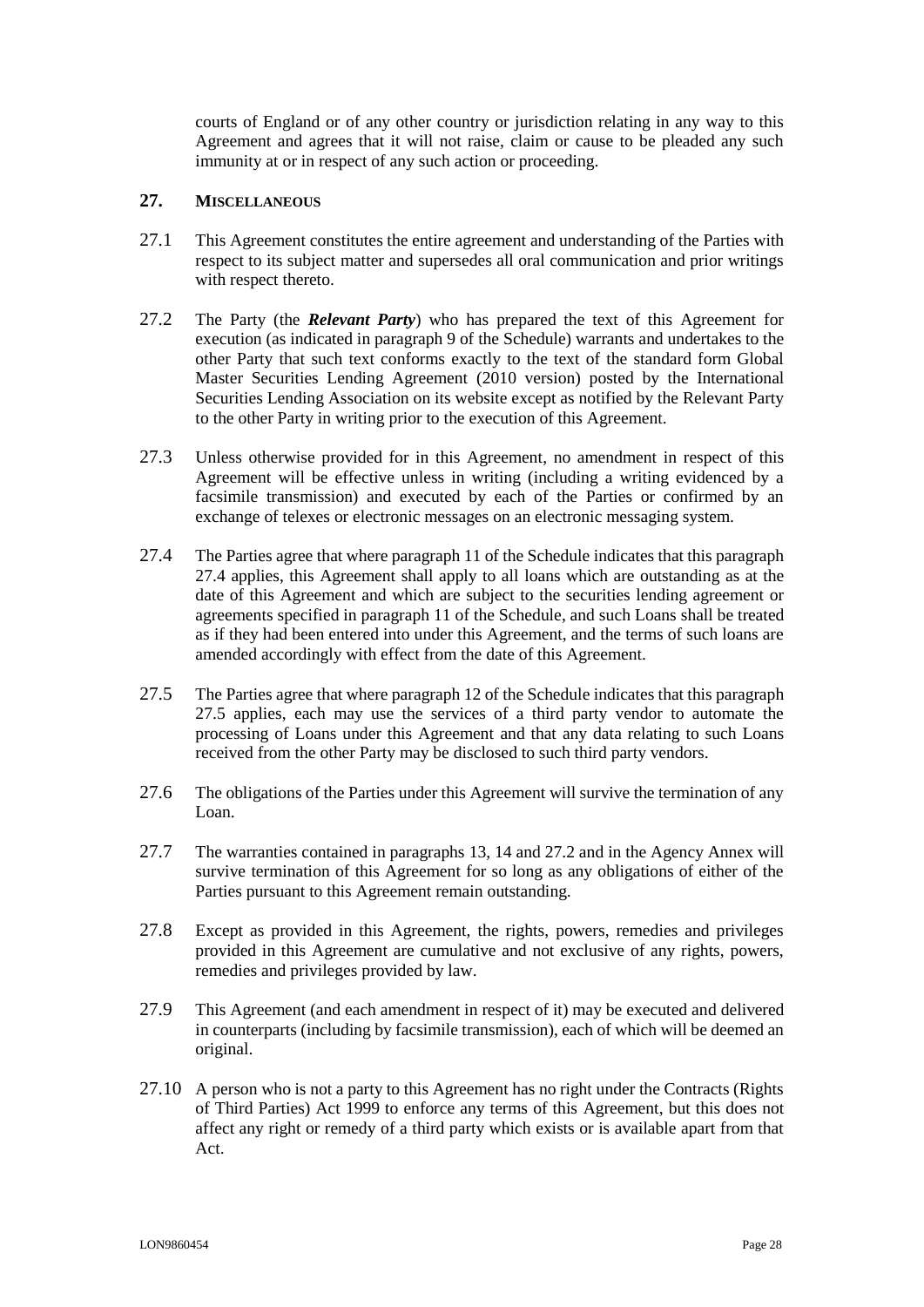courts of England or of any other country or jurisdiction relating in any way to this Agreement and agrees that it will not raise, claim or cause to be pleaded any such immunity at or in respect of any such action or proceeding.

## 27. MISCELLANEOUS

27.1 This Agreement constitutes the entire agreement and understanding of the Parties with respect to its subject matter and supersedes all oral communication and prior writings with respect thereto.

27.2 The Party (the ***Relevant Party***) who has prepared the text of this Agreement for execution (as indicated in paragraph 9 of the Schedule) warrants and undertakes to the other Party that such text conforms exactly to the text of the standard form Global Master Securities Lending Agreement (2010 version) posted by the International Securities Lending Association on its website except as notified by the Relevant Party to the other Party in writing prior to the execution of this Agreement.

27.3 Unless otherwise provided for in this Agreement, no amendment in respect of this Agreement will be effective unless in writing (including a writing evidenced by a facsimile transmission) and executed by each of the Parties or confirmed by an exchange of telexes or electronic messages on an electronic messaging system.

27.4 The Parties agree that where paragraph 11 of the Schedule indicates that this paragraph 27.4 applies, this Agreement shall apply to all loans which are outstanding as at the date of this Agreement and which are subject to the securities lending agreement or agreements specified in paragraph 11 of the Schedule, and such Loans shall be treated as if they had been entered into under this Agreement, and the terms of such loans are amended accordingly with effect from the date of this Agreement.

27.5 The Parties agree that where paragraph 12 of the Schedule indicates that this paragraph 27.5 applies, each may use the services of a third party vendor to automate the processing of Loans under this Agreement and that any data relating to such Loans received from the other Party may be disclosed to such third party vendors.

27.6 The obligations of the Parties under this Agreement will survive the termination of any Loan.

27.7 The warranties contained in paragraphs 13, 14 and 27.2 and in the Agency Annex will survive termination of this Agreement for so long as any obligations of either of the Parties pursuant to this Agreement remain outstanding.

27.8 Except as provided in this Agreement, the rights, powers, remedies and privileges provided in this Agreement are cumulative and not exclusive of any rights, powers, remedies and privileges provided by law.

27.9 This Agreement (and each amendment in respect of it) may be executed and delivered in counterparts (including by facsimile transmission), each of which will be deemed an original.

27.10 A person who is not a party to this Agreement has no right under the Contracts (Rights of Third Parties) Act 1999 to enforce any terms of this Agreement, but this does not affect any right or remedy of a third party which exists or is available apart from that Act.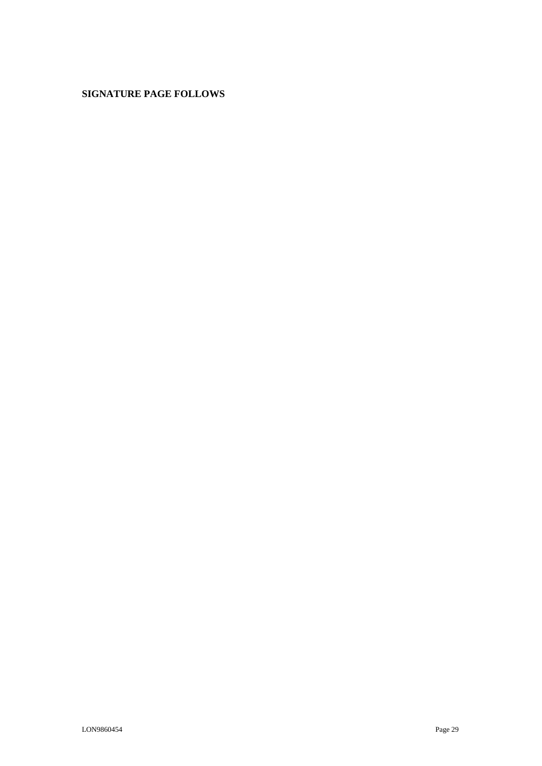**SIGNATURE PAGE FOLLOWS**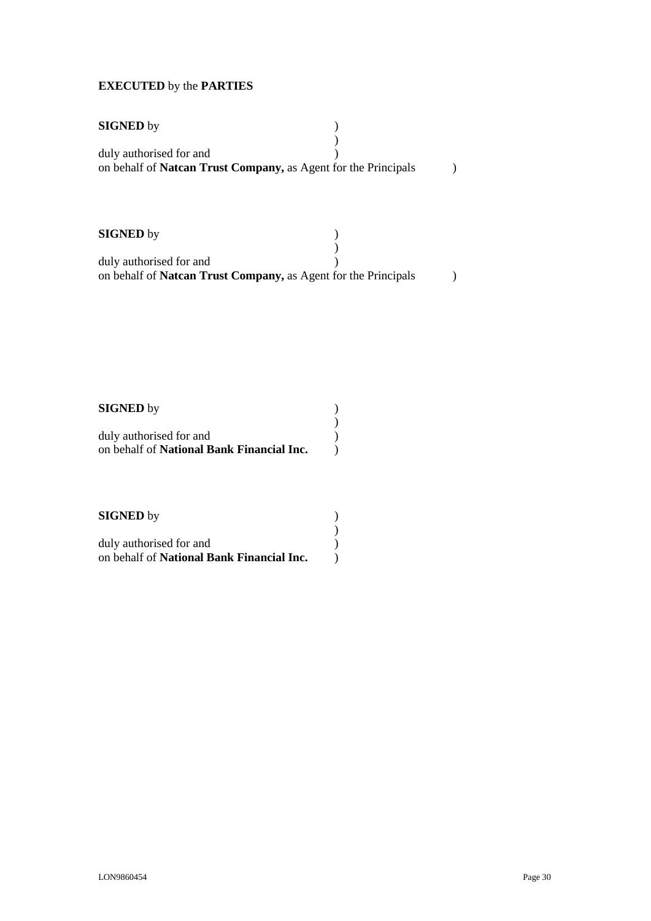**EXECUTED** by the **PARTIES**

**SIGNED** by )
)
duly authorised for and )
on behalf of **Natcan Trust Company,** as Agent for the Principals )

**SIGNED** by )
)
duly authorised for and )
on behalf of **Natcan Trust Company,** as Agent for the Principals )

**SIGNED** by )
)
duly authorised for and )
on behalf of **National Bank Financial Inc.** )

**SIGNED** by )
)
duly authorised for and )
on behalf of **National Bank Financial Inc.** )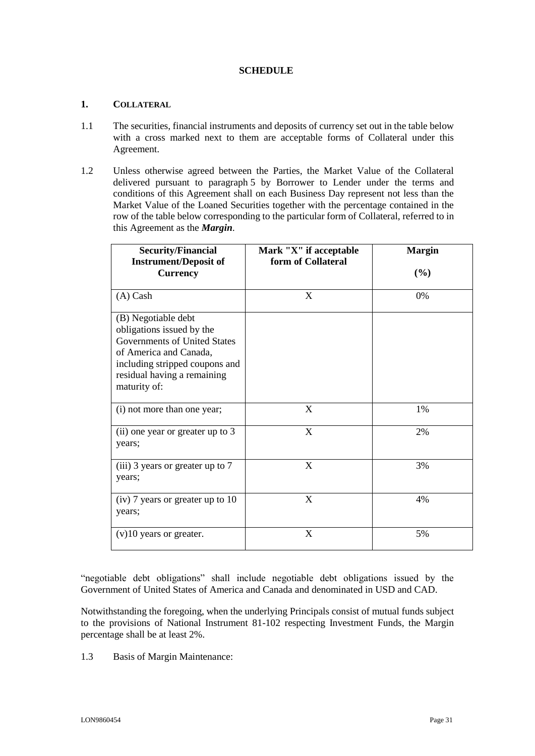## SCHEDULE

### 1. COLLATERAL

1.1 The securities, financial instruments and deposits of currency set out in the table below with a cross marked next to them are acceptable forms of Collateral under this Agreement.

1.2 Unless otherwise agreed between the Parties, the Market Value of the Collateral delivered pursuant to paragraph 5 by Borrower to Lender under the terms and conditions of this Agreement shall on each Business Day represent not less than the Market Value of the Loaned Securities together with the percentage contained in the row of the table below corresponding to the particular form of Collateral, referred to in this Agreement as the ***Margin***.

| Security/Financial Instrument/Deposit of Currency | Mark "X" if acceptable form of Collateral | Margin (%) |
|---|---|---|
| (A) Cash | X | 0% |
| (B) Negotiable debt obligations issued by the Governments of United States of America and Canada, including stripped coupons and residual having a remaining maturity of: | | |
| (i) not more than one year; | X | 1% |
| (ii) one year or greater up to 3 years; | X | 2% |
| (iii) 3 years or greater up to 7 years; | X | 3% |
| (iv) 7 years or greater up to 10 years; | X | 4% |
| (v)10 years or greater. | X | 5% |

"negotiable debt obligations" shall include negotiable debt obligations issued by the Government of United States of America and Canada and denominated in USD and CAD.

Notwithstanding the foregoing, when the underlying Principals consist of mutual funds subject to the provisions of National Instrument 81-102 respecting Investment Funds, the Margin percentage shall be at least 2%.

1.3 Basis of Margin Maintenance: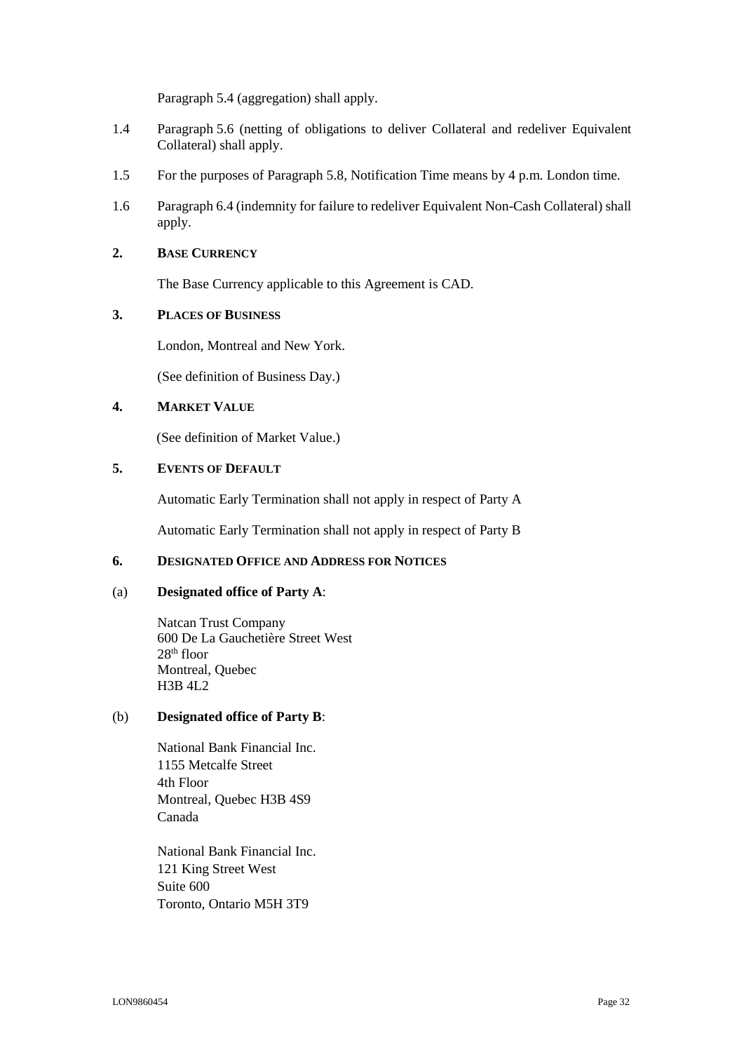Paragraph 5.4 (aggregation) shall apply.

1.4 Paragraph 5.6 (netting of obligations to deliver Collateral and redeliver Equivalent Collateral) shall apply.

1.5 For the purposes of Paragraph 5.8, Notification Time means by 4 p.m. London time.

1.6 Paragraph 6.4 (indemnity for failure to redeliver Equivalent Non-Cash Collateral) shall apply.

## 2. BASE CURRENCY

The Base Currency applicable to this Agreement is CAD.

## 3. PLACES OF BUSINESS

London, Montreal and New York.

(See definition of Business Day.)

## 4. MARKET VALUE

(See definition of Market Value.)

## 5. EVENTS OF DEFAULT

Automatic Early Termination shall not apply in respect of Party A

Automatic Early Termination shall not apply in respect of Party B

## 6. DESIGNATED OFFICE AND ADDRESS FOR NOTICES

(a) **Designated office of Party A**:

Natcan Trust Company
600 De La Gauchetière Street West
28th floor
Montreal, Quebec
H3B 4L2

(b) **Designated office of Party B**:

National Bank Financial Inc.
1155 Metcalfe Street
4th Floor
Montreal, Quebec H3B 4S9
Canada

National Bank Financial Inc.
121 King Street West
Suite 600
Toronto, Ontario M5H 3T9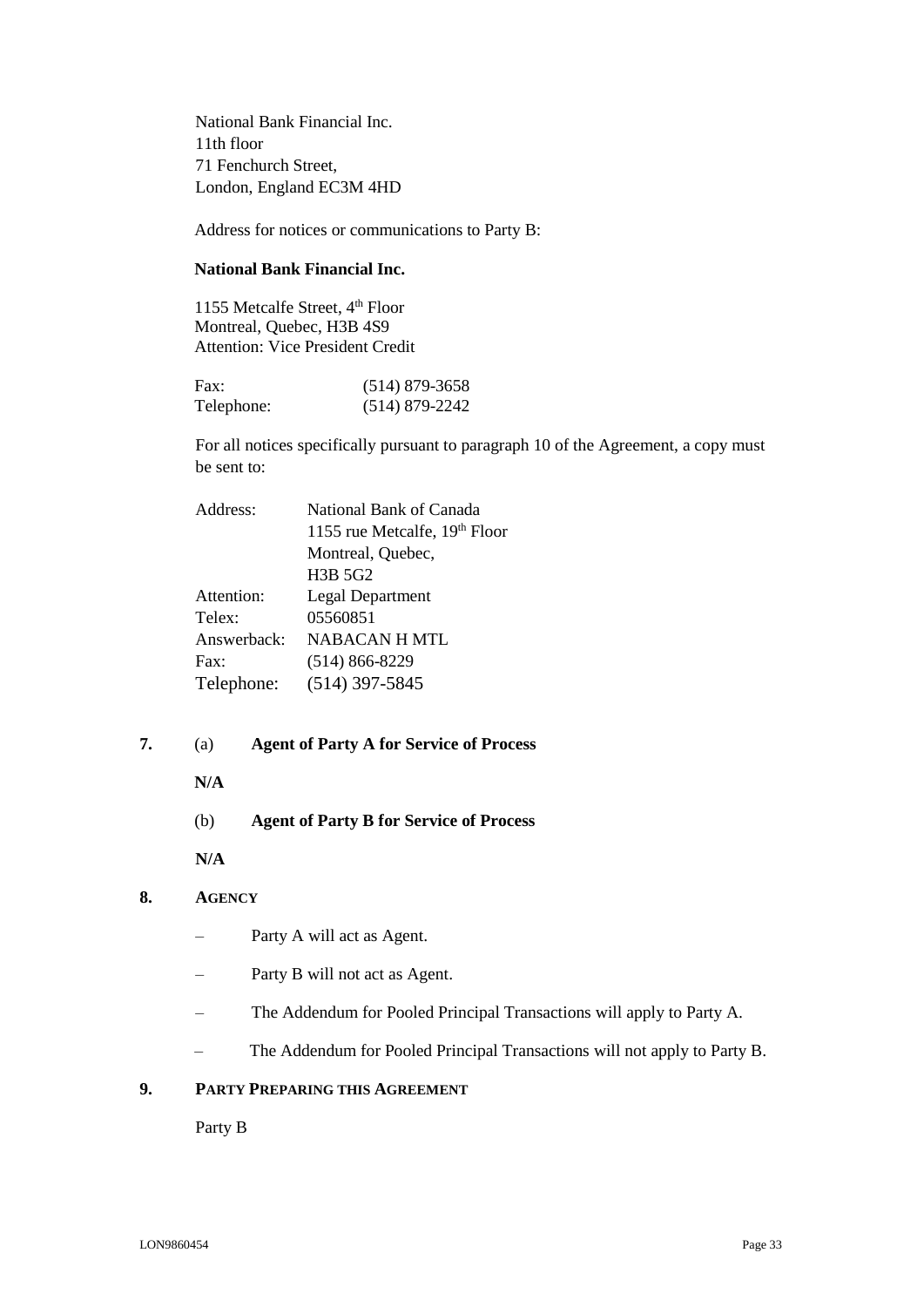National Bank Financial Inc.
11th floor
71 Fenchurch Street,
London, England EC3M 4HD

Address for notices or communications to Party B:

**National Bank Financial Inc.**

1155 Metcalfe Street, 4th Floor
Montreal, Quebec, H3B 4S9
Attention: Vice President Credit

| | |
|---|---|
| Fax: | (514) 879-3658 |
| Telephone: | (514) 879-2242 |

For all notices specifically pursuant to paragraph 10 of the Agreement, a copy must be sent to:

| | |
|---|---|
| Address: | National Bank of Canada<br>1155 rue Metcalfe, 19th Floor<br>Montreal, Quebec,<br>H3B 5G2 |
| Attention: | Legal Department |
| Telex: | 05560851 |
| Answerback: | NABACAN H MTL |
| Fax: | (514) 866-8229 |
| Telephone: | (514) 397-5845 |

**7.** (a) **Agent of Party A for Service of Process**

**N/A**

(b) **Agent of Party B for Service of Process**

**N/A**

**8. AGENCY**

– Party A will act as Agent.

– Party B will not act as Agent.

– The Addendum for Pooled Principal Transactions will apply to Party A.

– The Addendum for Pooled Principal Transactions will not apply to Party B.

**9. PARTY PREPARING THIS AGREEMENT**

Party B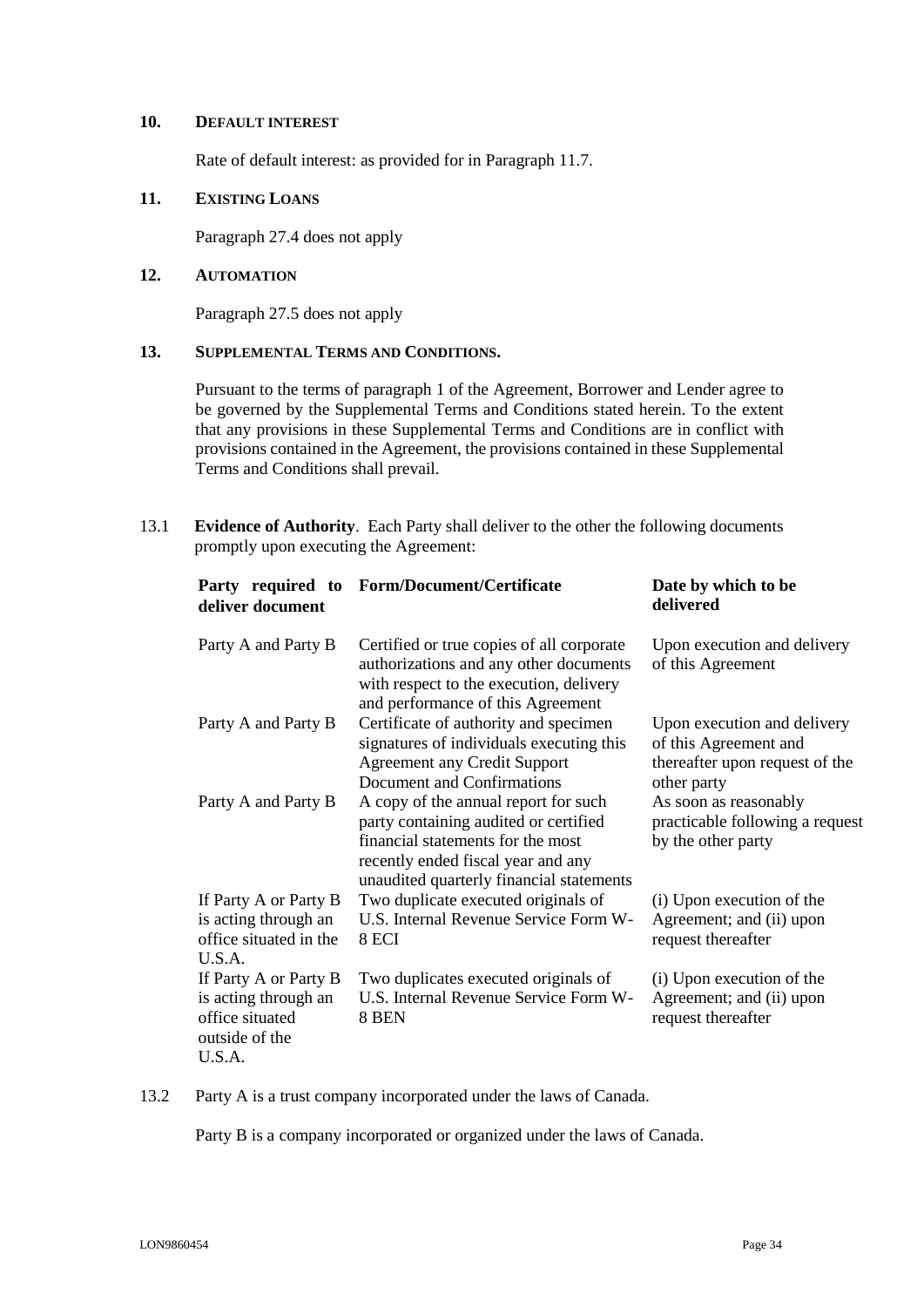## 10. DEFAULT INTEREST

Rate of default interest: as provided for in Paragraph 11.7.

## 11. EXISTING LOANS

Paragraph 27.4 does not apply

## 12. AUTOMATION

Paragraph 27.5 does not apply

## 13. SUPPLEMENTAL TERMS AND CONDITIONS.

Pursuant to the terms of paragraph 1 of the Agreement, Borrower and Lender agree to be governed by the Supplemental Terms and Conditions stated herein. To the extent that any provisions in these Supplemental Terms and Conditions are in conflict with provisions contained in the Agreement, the provisions contained in these Supplemental Terms and Conditions shall prevail.

13.1 **Evidence of Authority**. Each Party shall deliver to the other the following documents promptly upon executing the Agreement:

| Party required to deliver document | Form/Document/Certificate | Date by which to be delivered |
|---|---|---|
| Party A and Party B | Certified or true copies of all corporate authorizations and any other documents with respect to the execution, delivery and performance of this Agreement | Upon execution and delivery of this Agreement |
| Party A and Party B | Certificate of authority and specimen signatures of individuals executing this Agreement any Credit Support Document and Confirmations | Upon execution and delivery of this Agreement and thereafter upon request of the other party |
| Party A and Party B | A copy of the annual report for such party containing audited or certified financial statements for the most recently ended fiscal year and any unaudited quarterly financial statements | As soon as reasonably practicable following a request by the other party |
| If Party A or Party B is acting through an office situated in the U.S.A. | Two duplicate executed originals of U.S. Internal Revenue Service Form W-8 ECI | (i) Upon execution of the Agreement; and (ii) upon request thereafter |
| If Party A or Party B is acting through an office situated outside of the U.S.A. | Two duplicates executed originals of U.S. Internal Revenue Service Form W-8 BEN | (i) Upon execution of the Agreement; and (ii) upon request thereafter |

13.2 Party A is a trust company incorporated under the laws of Canada.

Party B is a company incorporated or organized under the laws of Canada.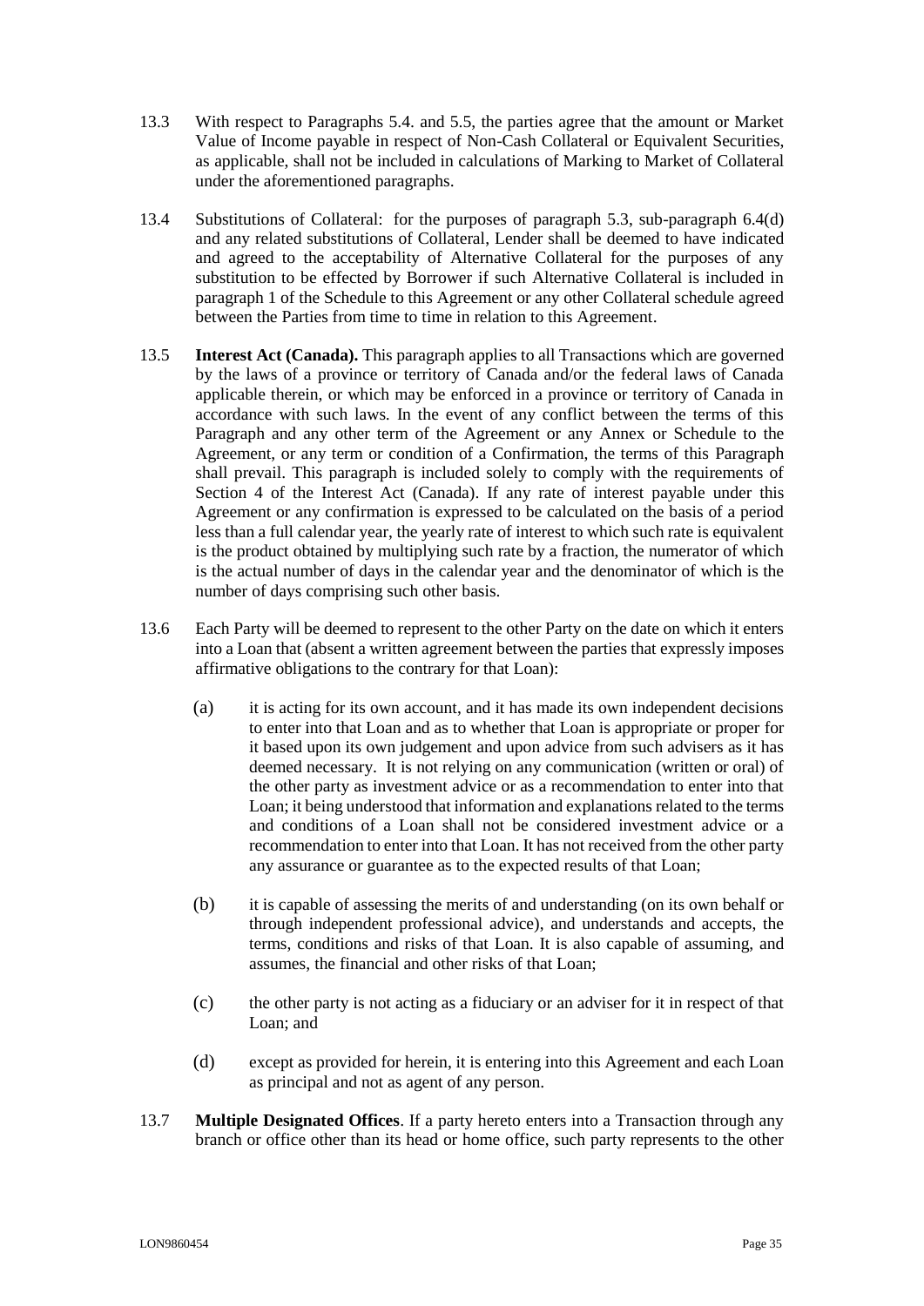13.3 With respect to Paragraphs 5.4. and 5.5, the parties agree that the amount or Market Value of Income payable in respect of Non-Cash Collateral or Equivalent Securities, as applicable, shall not be included in calculations of Marking to Market of Collateral under the aforementioned paragraphs.

13.4 Substitutions of Collateral: for the purposes of paragraph 5.3, sub-paragraph 6.4(d) and any related substitutions of Collateral, Lender shall be deemed to have indicated and agreed to the acceptability of Alternative Collateral for the purposes of any substitution to be effected by Borrower if such Alternative Collateral is included in paragraph 1 of the Schedule to this Agreement or any other Collateral schedule agreed between the Parties from time to time in relation to this Agreement.

13.5 **Interest Act (Canada).** This paragraph applies to all Transactions which are governed by the laws of a province or territory of Canada and/or the federal laws of Canada applicable therein, or which may be enforced in a province or territory of Canada in accordance with such laws. In the event of any conflict between the terms of this Paragraph and any other term of the Agreement or any Annex or Schedule to the Agreement, or any term or condition of a Confirmation, the terms of this Paragraph shall prevail. This paragraph is included solely to comply with the requirements of Section 4 of the Interest Act (Canada). If any rate of interest payable under this Agreement or any confirmation is expressed to be calculated on the basis of a period less than a full calendar year, the yearly rate of interest to which such rate is equivalent is the product obtained by multiplying such rate by a fraction, the numerator of which is the actual number of days in the calendar year and the denominator of which is the number of days comprising such other basis.

13.6 Each Party will be deemed to represent to the other Party on the date on which it enters into a Loan that (absent a written agreement between the parties that expressly imposes affirmative obligations to the contrary for that Loan):

(a) it is acting for its own account, and it has made its own independent decisions to enter into that Loan and as to whether that Loan is appropriate or proper for it based upon its own judgement and upon advice from such advisers as it has deemed necessary. It is not relying on any communication (written or oral) of the other party as investment advice or as a recommendation to enter into that Loan; it being understood that information and explanations related to the terms and conditions of a Loan shall not be considered investment advice or a recommendation to enter into that Loan. It has not received from the other party any assurance or guarantee as to the expected results of that Loan;

(b) it is capable of assessing the merits of and understanding (on its own behalf or through independent professional advice), and understands and accepts, the terms, conditions and risks of that Loan. It is also capable of assuming, and assumes, the financial and other risks of that Loan;

(c) the other party is not acting as a fiduciary or an adviser for it in respect of that Loan; and

(d) except as provided for herein, it is entering into this Agreement and each Loan as principal and not as agent of any person.

13.7 **Multiple Designated Offices**. If a party hereto enters into a Transaction through any branch or office other than its head or home office, such party represents to the other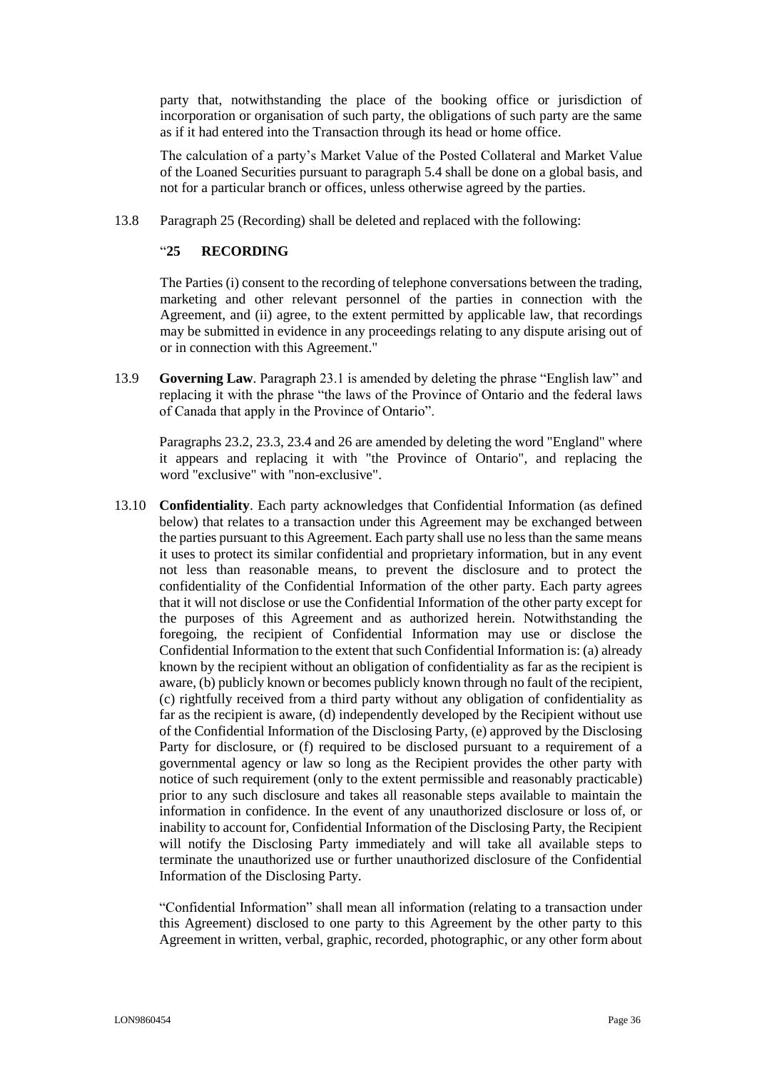party that, notwithstanding the place of the booking office or jurisdiction of incorporation or organisation of such party, the obligations of such party are the same as if it had entered into the Transaction through its head or home office.

The calculation of a party's Market Value of the Posted Collateral and Market Value of the Loaned Securities pursuant to paragraph 5.4 shall be done on a global basis, and not for a particular branch or offices, unless otherwise agreed by the parties.

13.8 Paragraph 25 (Recording) shall be deleted and replaced with the following:

"**25 RECORDING**

The Parties (i) consent to the recording of telephone conversations between the trading, marketing and other relevant personnel of the parties in connection with the Agreement, and (ii) agree, to the extent permitted by applicable law, that recordings may be submitted in evidence in any proceedings relating to any dispute arising out of or in connection with this Agreement."

13.9 **Governing Law**. Paragraph 23.1 is amended by deleting the phrase "English law" and replacing it with the phrase "the laws of the Province of Ontario and the federal laws of Canada that apply in the Province of Ontario".

Paragraphs 23.2, 23.3, 23.4 and 26 are amended by deleting the word "England" where it appears and replacing it with "the Province of Ontario", and replacing the word "exclusive" with "non-exclusive".

13.10 **Confidentiality**. Each party acknowledges that Confidential Information (as defined below) that relates to a transaction under this Agreement may be exchanged between the parties pursuant to this Agreement. Each party shall use no less than the same means it uses to protect its similar confidential and proprietary information, but in any event not less than reasonable means, to prevent the disclosure and to protect the confidentiality of the Confidential Information of the other party. Each party agrees that it will not disclose or use the Confidential Information of the other party except for the purposes of this Agreement and as authorized herein. Notwithstanding the foregoing, the recipient of Confidential Information may use or disclose the Confidential Information to the extent that such Confidential Information is: (a) already known by the recipient without an obligation of confidentiality as far as the recipient is aware, (b) publicly known or becomes publicly known through no fault of the recipient, (c) rightfully received from a third party without any obligation of confidentiality as far as the recipient is aware, (d) independently developed by the Recipient without use of the Confidential Information of the Disclosing Party, (e) approved by the Disclosing Party for disclosure, or (f) required to be disclosed pursuant to a requirement of a governmental agency or law so long as the Recipient provides the other party with notice of such requirement (only to the extent permissible and reasonably practicable) prior to any such disclosure and takes all reasonable steps available to maintain the information in confidence. In the event of any unauthorized disclosure or loss of, or inability to account for, Confidential Information of the Disclosing Party, the Recipient will notify the Disclosing Party immediately and will take all available steps to terminate the unauthorized use or further unauthorized disclosure of the Confidential Information of the Disclosing Party.

"Confidential Information" shall mean all information (relating to a transaction under this Agreement) disclosed to one party to this Agreement by the other party to this Agreement in written, verbal, graphic, recorded, photographic, or any other form about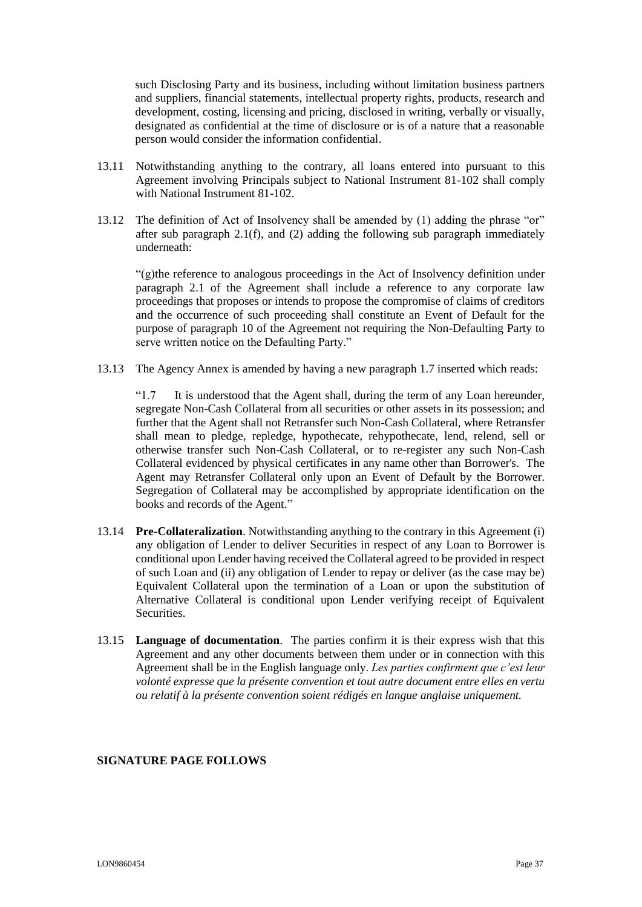such Disclosing Party and its business, including without limitation business partners and suppliers, financial statements, intellectual property rights, products, research and development, costing, licensing and pricing, disclosed in writing, verbally or visually, designated as confidential at the time of disclosure or is of a nature that a reasonable person would consider the information confidential.

13.11 Notwithstanding anything to the contrary, all loans entered into pursuant to this Agreement involving Principals subject to National Instrument 81-102 shall comply with National Instrument 81-102.

13.12 The definition of Act of Insolvency shall be amended by (1) adding the phrase "or" after sub paragraph 2.1(f), and (2) adding the following sub paragraph immediately underneath:

"(g)the reference to analogous proceedings in the Act of Insolvency definition under paragraph 2.1 of the Agreement shall include a reference to any corporate law proceedings that proposes or intends to propose the compromise of claims of creditors and the occurrence of such proceeding shall constitute an Event of Default for the purpose of paragraph 10 of the Agreement not requiring the Non-Defaulting Party to serve written notice on the Defaulting Party."

13.13 The Agency Annex is amended by having a new paragraph 1.7 inserted which reads:

"1.7 It is understood that the Agent shall, during the term of any Loan hereunder, segregate Non-Cash Collateral from all securities or other assets in its possession; and further that the Agent shall not Retransfer such Non-Cash Collateral, where Retransfer shall mean to pledge, repledge, hypothecate, rehypothecate, lend, relend, sell or otherwise transfer such Non-Cash Collateral, or to re-register any such Non-Cash Collateral evidenced by physical certificates in any name other than Borrower's. The Agent may Retransfer Collateral only upon an Event of Default by the Borrower. Segregation of Collateral may be accomplished by appropriate identification on the books and records of the Agent."

13.14 **Pre-Collateralization**. Notwithstanding anything to the contrary in this Agreement (i) any obligation of Lender to deliver Securities in respect of any Loan to Borrower is conditional upon Lender having received the Collateral agreed to be provided in respect of such Loan and (ii) any obligation of Lender to repay or deliver (as the case may be) Equivalent Collateral upon the termination of a Loan or upon the substitution of Alternative Collateral is conditional upon Lender verifying receipt of Equivalent Securities.

13.15 **Language of documentation**. The parties confirm it is their express wish that this Agreement and any other documents between them under or in connection with this Agreement shall be in the English language only. *Les parties confirment que c'est leur volonté expresse que la présente convention et tout autre document entre elles en vertu ou relatif à la présente convention soient rédigés en langue anglaise uniquement.*

**SIGNATURE PAGE FOLLOWS**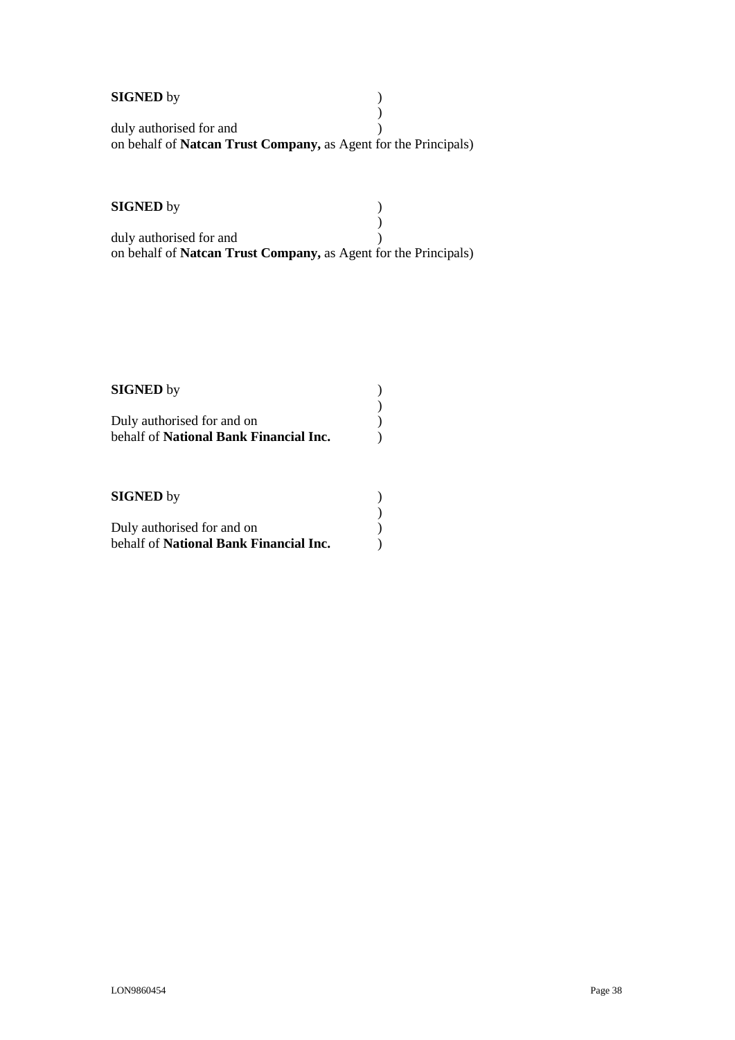**SIGNED** by )
)
duly authorised for and )
on behalf of **Natcan Trust Company,** as Agent for the Principals)

**SIGNED** by )
)
duly authorised for and )
on behalf of **Natcan Trust Company,** as Agent for the Principals)

**SIGNED** by )
)
Duly authorised for and on )
behalf of **National Bank Financial Inc.** )

**SIGNED** by )
)
Duly authorised for and on )
behalf of **National Bank Financial Inc.** )

LON9860454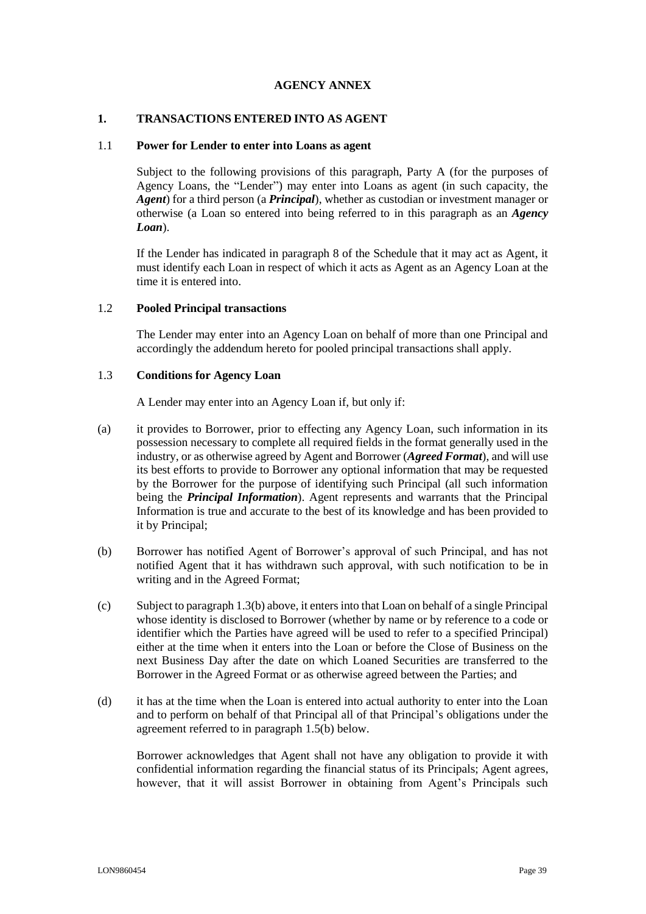**AGENCY ANNEX**

## 1. TRANSACTIONS ENTERED INTO AS AGENT

### 1.1 Power for Lender to enter into Loans as agent

Subject to the following provisions of this paragraph, Party A (for the purposes of Agency Loans, the "Lender") may enter into Loans as agent (in such capacity, the ***Agent***) for a third person (a ***Principal***), whether as custodian or investment manager or otherwise (a Loan so entered into being referred to in this paragraph as an ***Agency Loan***).

If the Lender has indicated in paragraph 8 of the Schedule that it may act as Agent, it must identify each Loan in respect of which it acts as Agent as an Agency Loan at the time it is entered into.

### 1.2 Pooled Principal transactions

The Lender may enter into an Agency Loan on behalf of more than one Principal and accordingly the addendum hereto for pooled principal transactions shall apply.

### 1.3 Conditions for Agency Loan

A Lender may enter into an Agency Loan if, but only if:

(a) it provides to Borrower, prior to effecting any Agency Loan, such information in its possession necessary to complete all required fields in the format generally used in the industry, or as otherwise agreed by Agent and Borrower (***Agreed Format***), and will use its best efforts to provide to Borrower any optional information that may be requested by the Borrower for the purpose of identifying such Principal (all such information being the ***Principal Information***). Agent represents and warrants that the Principal Information is true and accurate to the best of its knowledge and has been provided to it by Principal;

(b) Borrower has notified Agent of Borrower's approval of such Principal, and has not notified Agent that it has withdrawn such approval, with such notification to be in writing and in the Agreed Format;

(c) Subject to paragraph 1.3(b) above, it enters into that Loan on behalf of a single Principal whose identity is disclosed to Borrower (whether by name or by reference to a code or identifier which the Parties have agreed will be used to refer to a specified Principal) either at the time when it enters into the Loan or before the Close of Business on the next Business Day after the date on which Loaned Securities are transferred to the Borrower in the Agreed Format or as otherwise agreed between the Parties; and

(d) it has at the time when the Loan is entered into actual authority to enter into the Loan and to perform on behalf of that Principal all of that Principal's obligations under the agreement referred to in paragraph 1.5(b) below.

Borrower acknowledges that Agent shall not have any obligation to provide it with confidential information regarding the financial status of its Principals; Agent agrees, however, that it will assist Borrower in obtaining from Agent's Principals such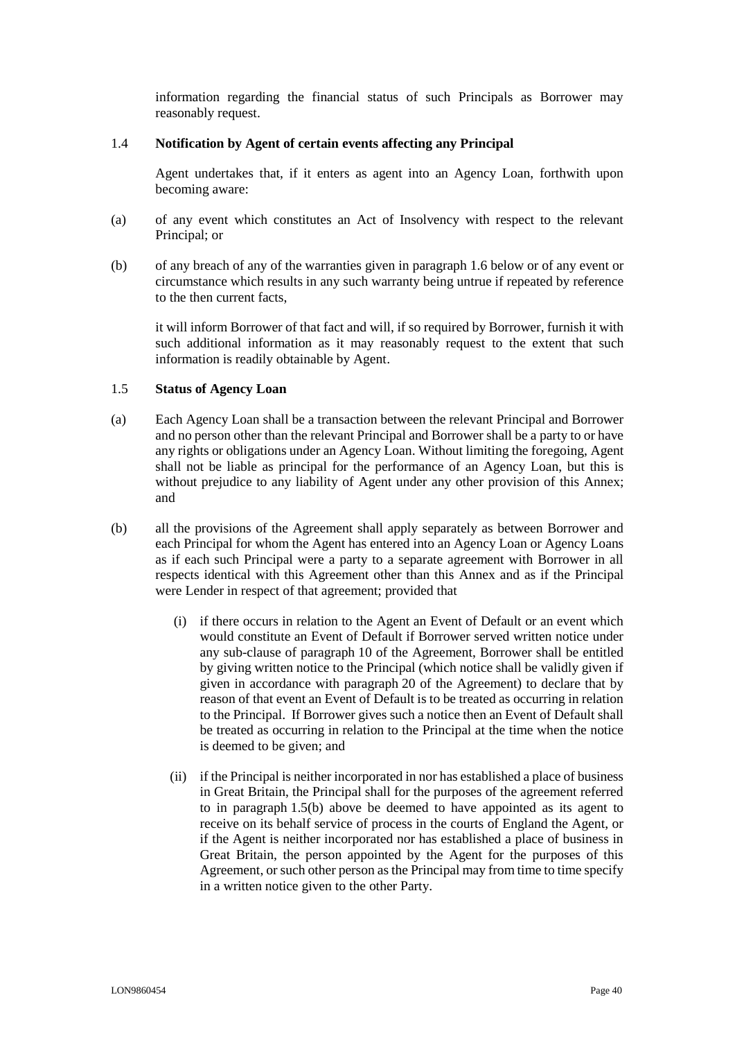information regarding the financial status of such Principals as Borrower may reasonably request.

1.4 **Notification by Agent of certain events affecting any Principal**

Agent undertakes that, if it enters as agent into an Agency Loan, forthwith upon becoming aware:

(a) of any event which constitutes an Act of Insolvency with respect to the relevant Principal; or

(b) of any breach of any of the warranties given in paragraph 1.6 below or of any event or circumstance which results in any such warranty being untrue if repeated by reference to the then current facts,

it will inform Borrower of that fact and will, if so required by Borrower, furnish it with such additional information as it may reasonably request to the extent that such information is readily obtainable by Agent.

1.5 **Status of Agency Loan**

(a) Each Agency Loan shall be a transaction between the relevant Principal and Borrower and no person other than the relevant Principal and Borrower shall be a party to or have any rights or obligations under an Agency Loan. Without limiting the foregoing, Agent shall not be liable as principal for the performance of an Agency Loan, but this is without prejudice to any liability of Agent under any other provision of this Annex; and

(b) all the provisions of the Agreement shall apply separately as between Borrower and each Principal for whom the Agent has entered into an Agency Loan or Agency Loans as if each such Principal were a party to a separate agreement with Borrower in all respects identical with this Agreement other than this Annex and as if the Principal were Lender in respect of that agreement; provided that

  (i) if there occurs in relation to the Agent an Event of Default or an event which would constitute an Event of Default if Borrower served written notice under any sub-clause of paragraph 10 of the Agreement, Borrower shall be entitled by giving written notice to the Principal (which notice shall be validly given if given in accordance with paragraph 20 of the Agreement) to declare that by reason of that event an Event of Default is to be treated as occurring in relation to the Principal. If Borrower gives such a notice then an Event of Default shall be treated as occurring in relation to the Principal at the time when the notice is deemed to be given; and

  (ii) if the Principal is neither incorporated in nor has established a place of business in Great Britain, the Principal shall for the purposes of the agreement referred to in paragraph 1.5(b) above be deemed to have appointed as its agent to receive on its behalf service of process in the courts of England the Agent, or if the Agent is neither incorporated nor has established a place of business in Great Britain, the person appointed by the Agent for the purposes of this Agreement, or such other person as the Principal may from time to time specify in a written notice given to the other Party.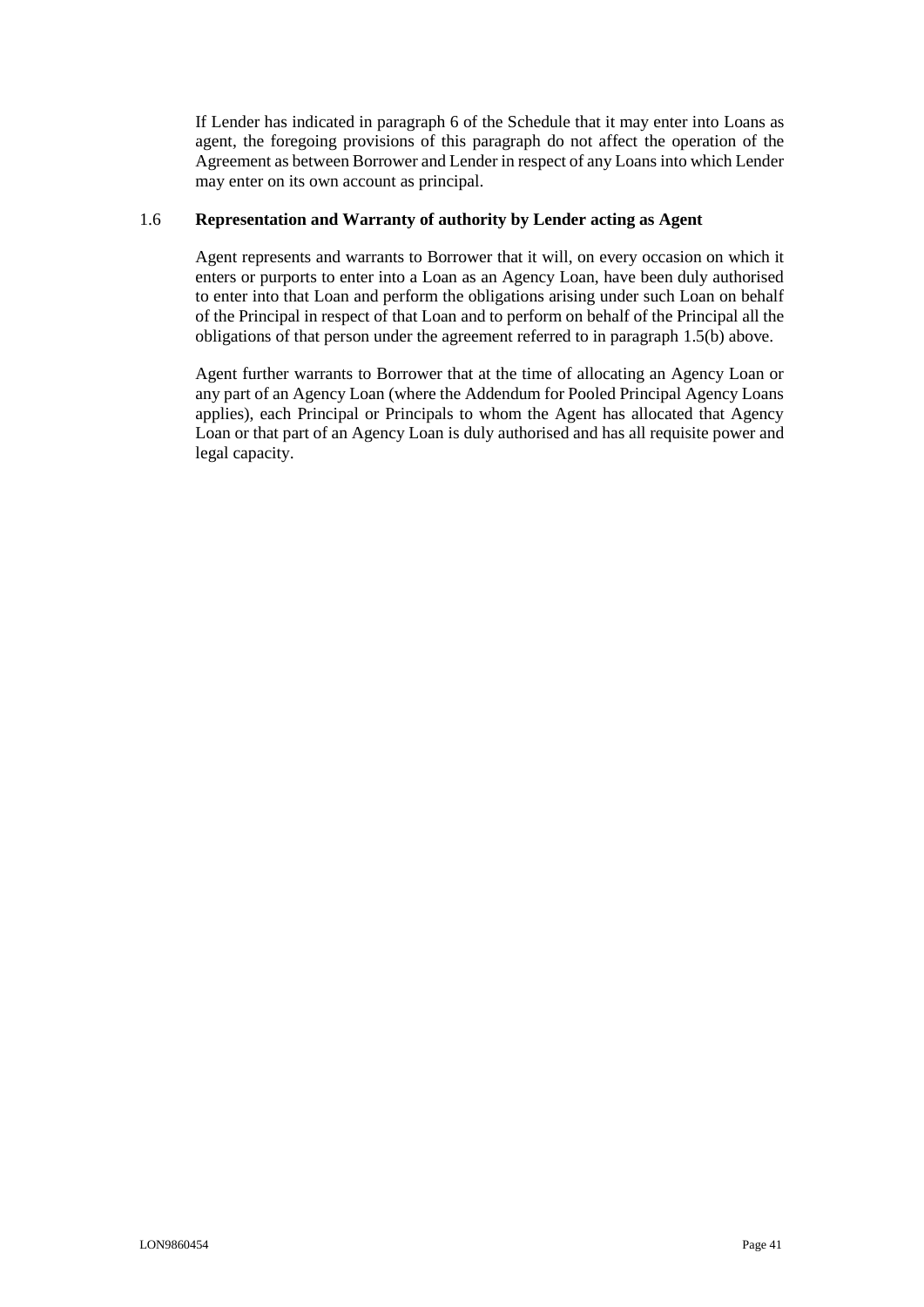If Lender has indicated in paragraph 6 of the Schedule that it may enter into Loans as agent, the foregoing provisions of this paragraph do not affect the operation of the Agreement as between Borrower and Lender in respect of any Loans into which Lender may enter on its own account as principal.

### 1.6 Representation and Warranty of authority by Lender acting as Agent

Agent represents and warrants to Borrower that it will, on every occasion on which it enters or purports to enter into a Loan as an Agency Loan, have been duly authorised to enter into that Loan and perform the obligations arising under such Loan on behalf of the Principal in respect of that Loan and to perform on behalf of the Principal all the obligations of that person under the agreement referred to in paragraph 1.5(b) above.

Agent further warrants to Borrower that at the time of allocating an Agency Loan or any part of an Agency Loan (where the Addendum for Pooled Principal Agency Loans applies), each Principal or Principals to whom the Agent has allocated that Agency Loan or that part of an Agency Loan is duly authorised and has all requisite power and legal capacity.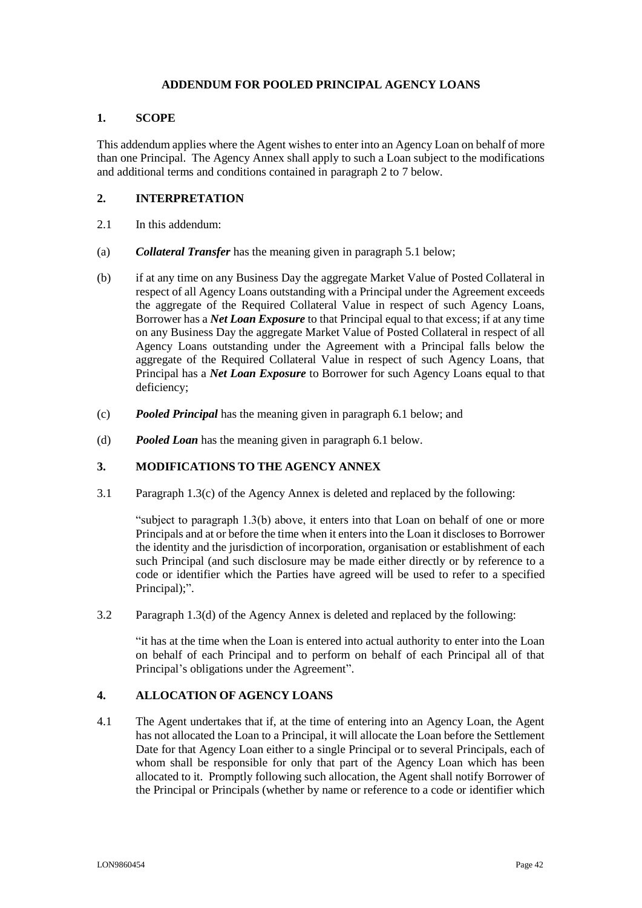## ADDENDUM FOR POOLED PRINCIPAL AGENCY LOANS

### 1. SCOPE

This addendum applies where the Agent wishes to enter into an Agency Loan on behalf of more than one Principal. The Agency Annex shall apply to such a Loan subject to the modifications and additional terms and conditions contained in paragraph 2 to 7 below.

### 2. INTERPRETATION

2.1 In this addendum:

(a) ***Collateral Transfer*** has the meaning given in paragraph 5.1 below;

(b) if at any time on any Business Day the aggregate Market Value of Posted Collateral in respect of all Agency Loans outstanding with a Principal under the Agreement exceeds the aggregate of the Required Collateral Value in respect of such Agency Loans, Borrower has a ***Net Loan Exposure*** to that Principal equal to that excess; if at any time on any Business Day the aggregate Market Value of Posted Collateral in respect of all Agency Loans outstanding under the Agreement with a Principal falls below the aggregate of the Required Collateral Value in respect of such Agency Loans, that Principal has a ***Net Loan Exposure*** to Borrower for such Agency Loans equal to that deficiency;

(c) ***Pooled Principal*** has the meaning given in paragraph 6.1 below; and

(d) ***Pooled Loan*** has the meaning given in paragraph 6.1 below.

### 3. MODIFICATIONS TO THE AGENCY ANNEX

3.1 Paragraph 1.3(c) of the Agency Annex is deleted and replaced by the following:

"subject to paragraph 1.3(b) above, it enters into that Loan on behalf of one or more Principals and at or before the time when it enters into the Loan it discloses to Borrower the identity and the jurisdiction of incorporation, organisation or establishment of each such Principal (and such disclosure may be made either directly or by reference to a code or identifier which the Parties have agreed will be used to refer to a specified Principal);".

3.2 Paragraph 1.3(d) of the Agency Annex is deleted and replaced by the following:

"it has at the time when the Loan is entered into actual authority to enter into the Loan on behalf of each Principal and to perform on behalf of each Principal all of that Principal's obligations under the Agreement".

### 4. ALLOCATION OF AGENCY LOANS

4.1 The Agent undertakes that if, at the time of entering into an Agency Loan, the Agent has not allocated the Loan to a Principal, it will allocate the Loan before the Settlement Date for that Agency Loan either to a single Principal or to several Principals, each of whom shall be responsible for only that part of the Agency Loan which has been allocated to it. Promptly following such allocation, the Agent shall notify Borrower of the Principal or Principals (whether by name or reference to a code or identifier which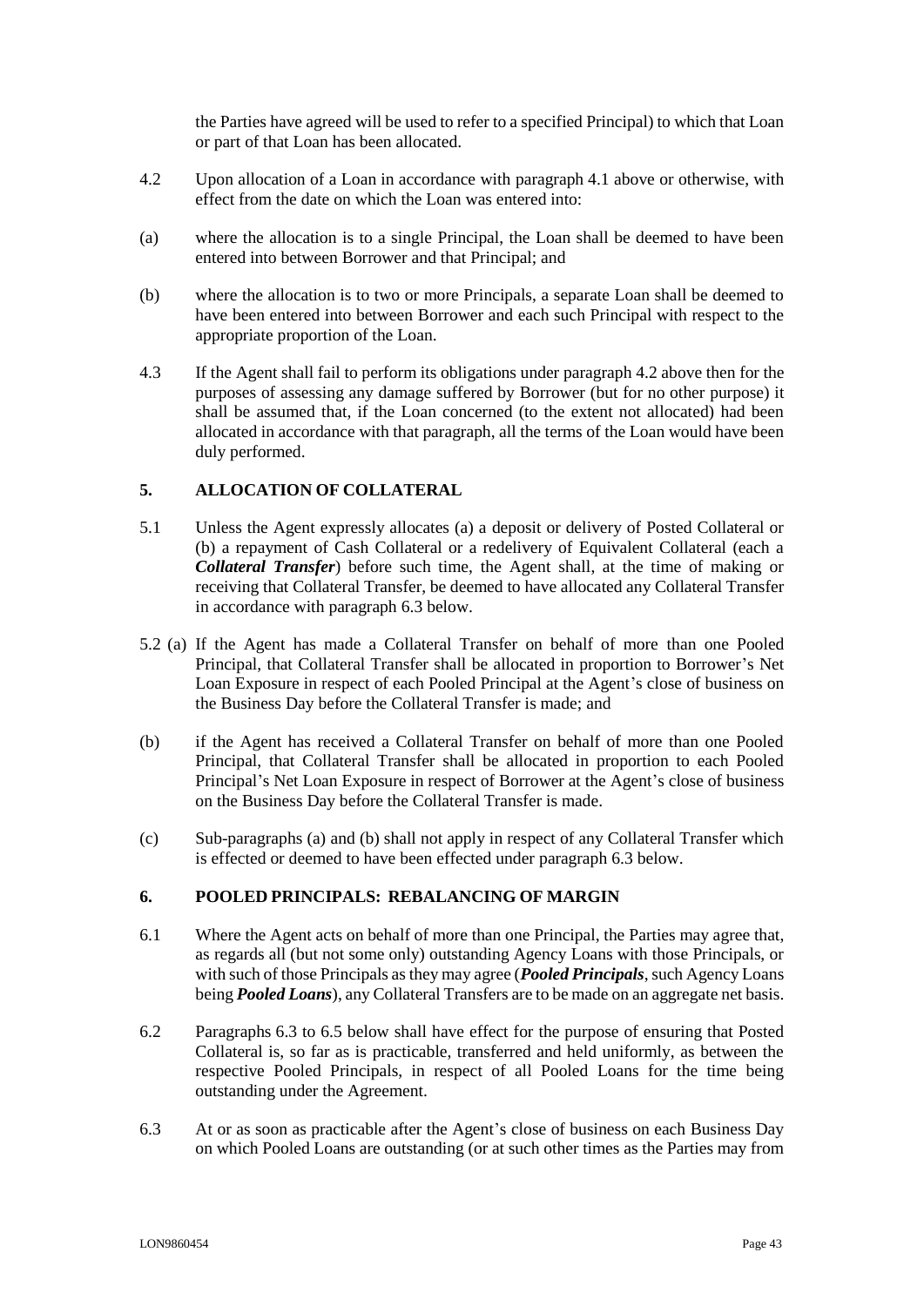the Parties have agreed will be used to refer to a specified Principal) to which that Loan or part of that Loan has been allocated.

4.2 Upon allocation of a Loan in accordance with paragraph 4.1 above or otherwise, with effect from the date on which the Loan was entered into:

(a) where the allocation is to a single Principal, the Loan shall be deemed to have been entered into between Borrower and that Principal; and

(b) where the allocation is to two or more Principals, a separate Loan shall be deemed to have been entered into between Borrower and each such Principal with respect to the appropriate proportion of the Loan.

4.3 If the Agent shall fail to perform its obligations under paragraph 4.2 above then for the purposes of assessing any damage suffered by Borrower (but for no other purpose) it shall be assumed that, if the Loan concerned (to the extent not allocated) had been allocated in accordance with that paragraph, all the terms of the Loan would have been duly performed.

## 5. ALLOCATION OF COLLATERAL

5.1 Unless the Agent expressly allocates (a) a deposit or delivery of Posted Collateral or (b) a repayment of Cash Collateral or a redelivery of Equivalent Collateral (each a ***Collateral Transfer***) before such time, the Agent shall, at the time of making or receiving that Collateral Transfer, be deemed to have allocated any Collateral Transfer in accordance with paragraph 6.3 below.

5.2 (a) If the Agent has made a Collateral Transfer on behalf of more than one Pooled Principal, that Collateral Transfer shall be allocated in proportion to Borrower's Net Loan Exposure in respect of each Pooled Principal at the Agent's close of business on the Business Day before the Collateral Transfer is made; and

(b) if the Agent has received a Collateral Transfer on behalf of more than one Pooled Principal, that Collateral Transfer shall be allocated in proportion to each Pooled Principal's Net Loan Exposure in respect of Borrower at the Agent's close of business on the Business Day before the Collateral Transfer is made.

(c) Sub-paragraphs (a) and (b) shall not apply in respect of any Collateral Transfer which is effected or deemed to have been effected under paragraph 6.3 below.

## 6. POOLED PRINCIPALS: REBALANCING OF MARGIN

6.1 Where the Agent acts on behalf of more than one Principal, the Parties may agree that, as regards all (but not some only) outstanding Agency Loans with those Principals, or with such of those Principals as they may agree (***Pooled Principals***, such Agency Loans being ***Pooled Loans***), any Collateral Transfers are to be made on an aggregate net basis.

6.2 Paragraphs 6.3 to 6.5 below shall have effect for the purpose of ensuring that Posted Collateral is, so far as is practicable, transferred and held uniformly, as between the respective Pooled Principals, in respect of all Pooled Loans for the time being outstanding under the Agreement.

6.3 At or as soon as practicable after the Agent's close of business on each Business Day on which Pooled Loans are outstanding (or at such other times as the Parties may from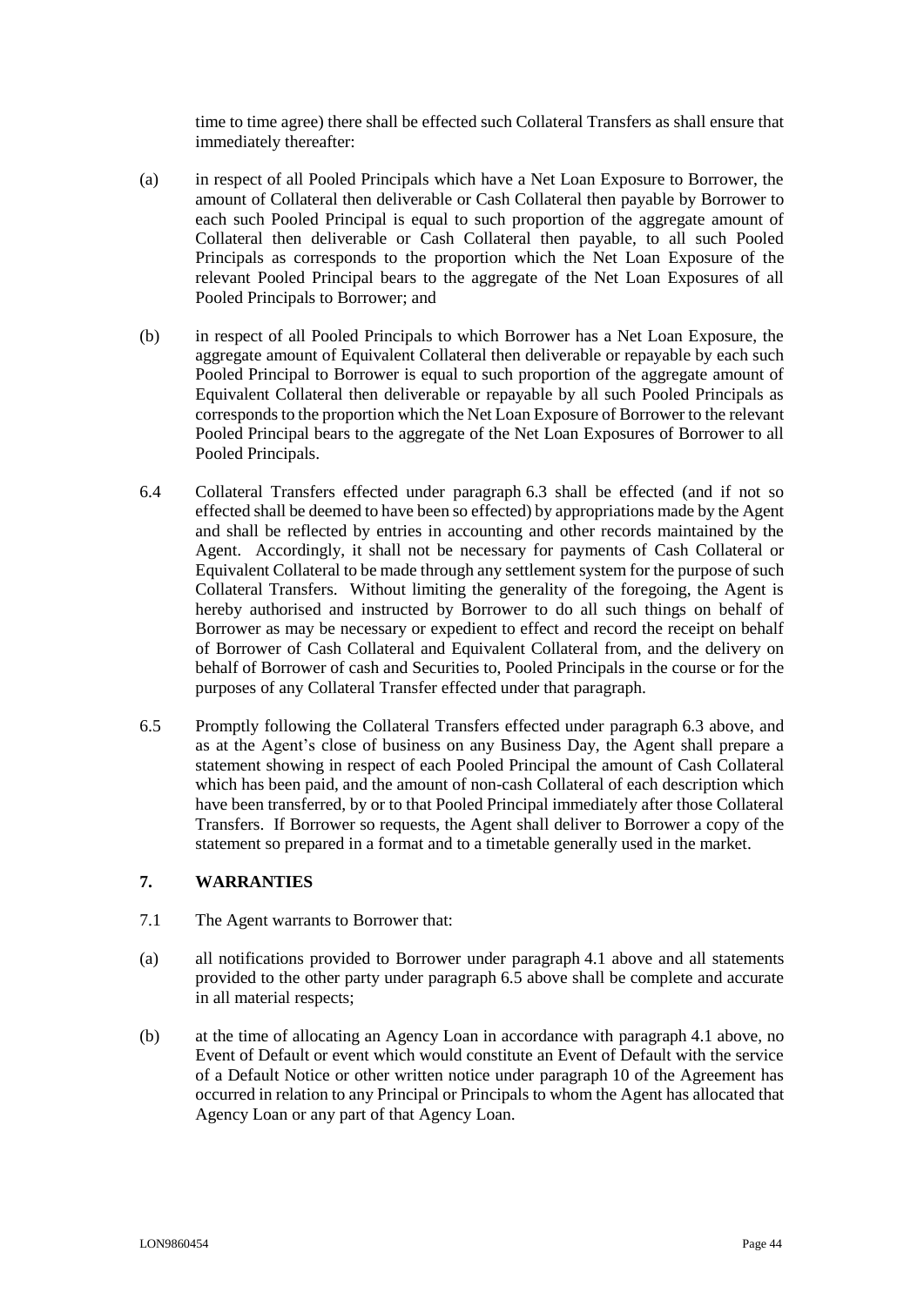time to time agree) there shall be effected such Collateral Transfers as shall ensure that immediately thereafter:

(a) in respect of all Pooled Principals which have a Net Loan Exposure to Borrower, the amount of Collateral then deliverable or Cash Collateral then payable by Borrower to each such Pooled Principal is equal to such proportion of the aggregate amount of Collateral then deliverable or Cash Collateral then payable, to all such Pooled Principals as corresponds to the proportion which the Net Loan Exposure of the relevant Pooled Principal bears to the aggregate of the Net Loan Exposures of all Pooled Principals to Borrower; and

(b) in respect of all Pooled Principals to which Borrower has a Net Loan Exposure, the aggregate amount of Equivalent Collateral then deliverable or repayable by each such Pooled Principal to Borrower is equal to such proportion of the aggregate amount of Equivalent Collateral then deliverable or repayable by all such Pooled Principals as corresponds to the proportion which the Net Loan Exposure of Borrower to the relevant Pooled Principal bears to the aggregate of the Net Loan Exposures of Borrower to all Pooled Principals.

6.4 Collateral Transfers effected under paragraph 6.3 shall be effected (and if not so effected shall be deemed to have been so effected) by appropriations made by the Agent and shall be reflected by entries in accounting and other records maintained by the Agent. Accordingly, it shall not be necessary for payments of Cash Collateral or Equivalent Collateral to be made through any settlement system for the purpose of such Collateral Transfers. Without limiting the generality of the foregoing, the Agent is hereby authorised and instructed by Borrower to do all such things on behalf of Borrower as may be necessary or expedient to effect and record the receipt on behalf of Borrower of Cash Collateral and Equivalent Collateral from, and the delivery on behalf of Borrower of cash and Securities to, Pooled Principals in the course or for the purposes of any Collateral Transfer effected under that paragraph.

6.5 Promptly following the Collateral Transfers effected under paragraph 6.3 above, and as at the Agent's close of business on any Business Day, the Agent shall prepare a statement showing in respect of each Pooled Principal the amount of Cash Collateral which has been paid, and the amount of non-cash Collateral of each description which have been transferred, by or to that Pooled Principal immediately after those Collateral Transfers. If Borrower so requests, the Agent shall deliver to Borrower a copy of the statement so prepared in a format and to a timetable generally used in the market.

## 7. WARRANTIES

7.1 The Agent warrants to Borrower that:

(a) all notifications provided to Borrower under paragraph 4.1 above and all statements provided to the other party under paragraph 6.5 above shall be complete and accurate in all material respects;

(b) at the time of allocating an Agency Loan in accordance with paragraph 4.1 above, no Event of Default or event which would constitute an Event of Default with the service of a Default Notice or other written notice under paragraph 10 of the Agreement has occurred in relation to any Principal or Principals to whom the Agent has allocated that Agency Loan or any part of that Agency Loan.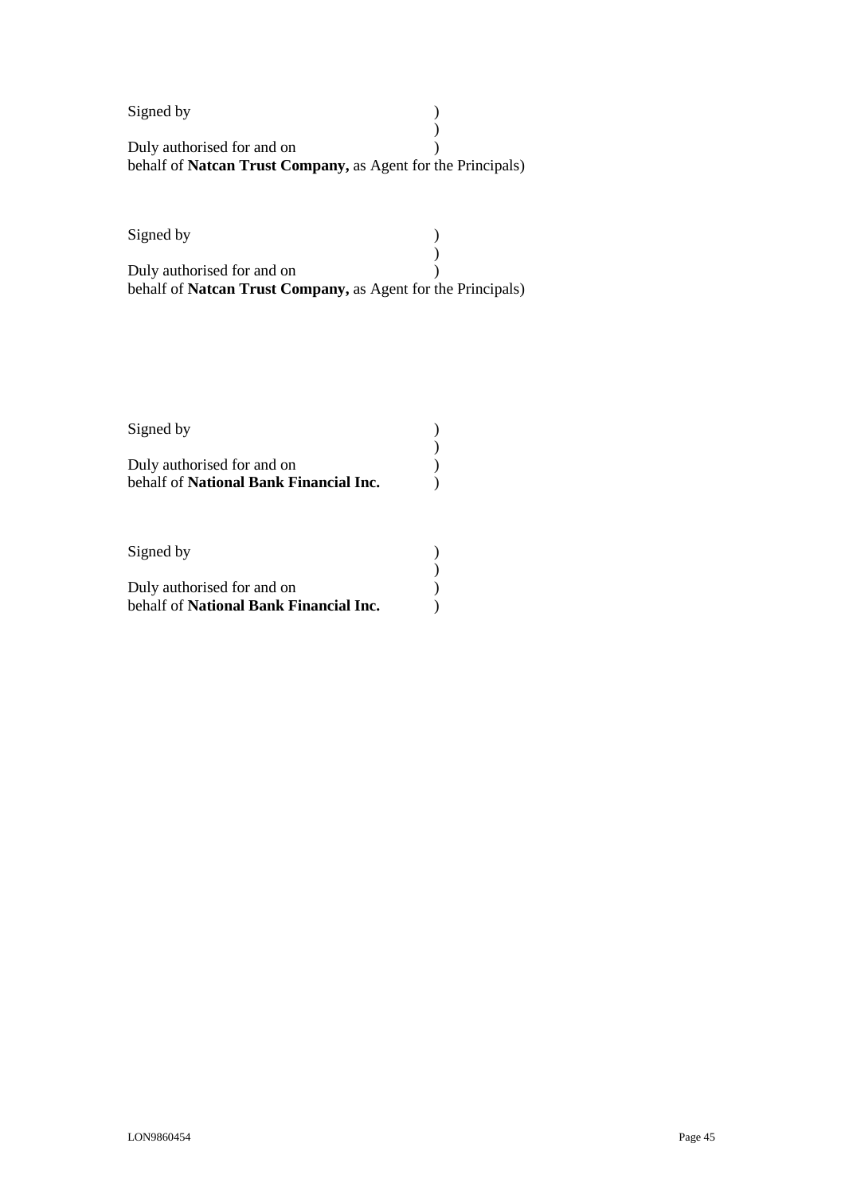Signed by )
)
Duly authorised for and on )
behalf of **Natcan Trust Company,** as Agent for the Principals)

Signed by )
)
Duly authorised for and on )
behalf of **Natcan Trust Company,** as Agent for the Principals)

Signed by )
)
Duly authorised for and on )
behalf of **National Bank Financial Inc.** )

Signed by )
)
Duly authorised for and on )
behalf of **National Bank Financial Inc.** )

LON9860454